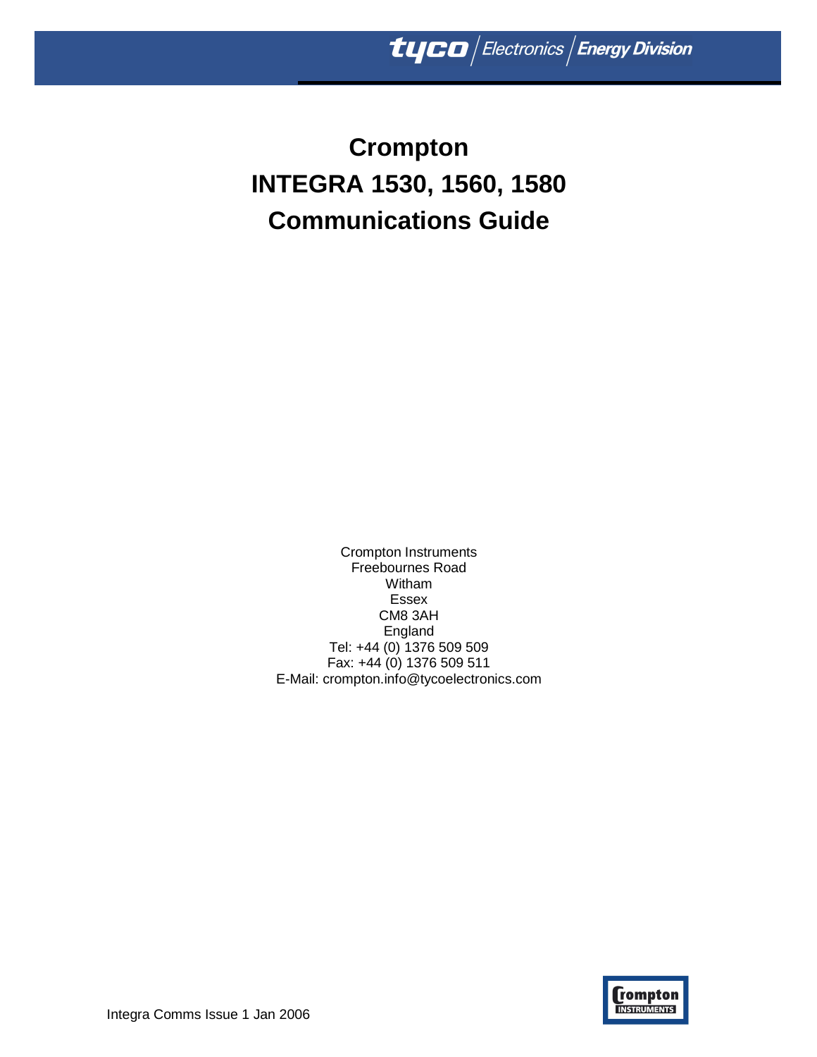tyco | Electronics | Energy Division

# Crompton
# INTEGRA 1530, 1560, 1580
# Communications Guide

Crompton Instruments
Freebournes Road
Witham
Essex
CM8 3AH
England
Tel: +44 (0) 1376 509 509
Fax: +44 (0) 1376 509 511
E-Mail: crompton.info@tycoelectronics.com

Integra Comms Issue 1 Jan 2006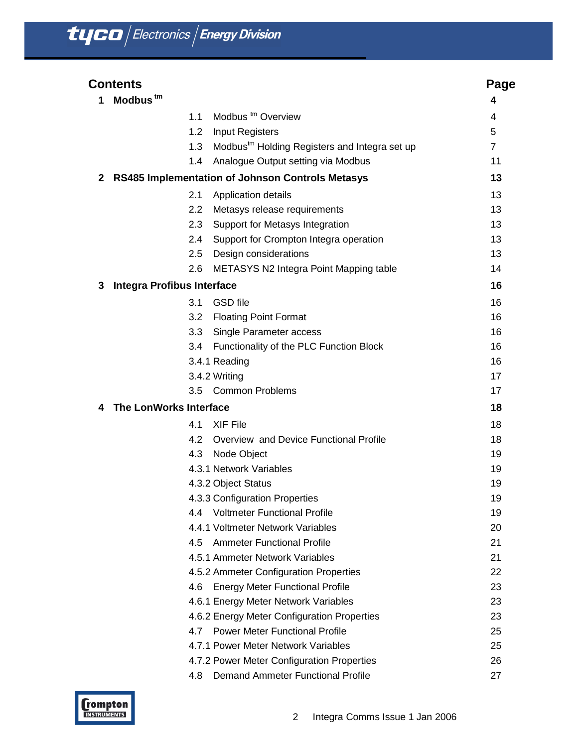# Contents

| | | Page |
|---|---|---|
| **1 Modbus tm** | | **4** |
| | 1.1 Modbus tm Overview | 4 |
| | 1.2 Input Registers | 5 |
| | 1.3 Modbustm Holding Registers and Integra set up | 7 |
| | 1.4 Analogue Output setting via Modbus | 11 |
| **2 RS485 Implementation of Johnson Controls Metasys** | | **13** |
| | 2.1 Application details | 13 |
| | 2.2 Metasys release requirements | 13 |
| | 2.3 Support for Metasys Integration | 13 |
| | 2.4 Support for Crompton Integra operation | 13 |
| | 2.5 Design considerations | 13 |
| | 2.6 METASYS N2 Integra Point Mapping table | 14 |
| **3 Integra Profibus Interface** | | **16** |
| | 3.1 GSD file | 16 |
| | 3.2 Floating Point Format | 16 |
| | 3.3 Single Parameter access | 16 |
| | 3.4 Functionality of the PLC Function Block | 16 |
| | 3.4.1 Reading | 16 |
| | 3.4.2 Writing | 17 |
| | 3.5 Common Problems | 17 |
| **4 The LonWorks Interface** | | **18** |
| | 4.1 XIF File | 18 |
| | 4.2 Overview and Device Functional Profile | 18 |
| | 4.3 Node Object | 19 |
| | 4.3.1 Network Variables | 19 |
| | 4.3.2 Object Status | 19 |
| | 4.3.3 Configuration Properties | 19 |
| | 4.4 Voltmeter Functional Profile | 19 |
| | 4.4.1 Voltmeter Network Variables | 20 |
| | 4.5 Ammeter Functional Profile | 21 |
| | 4.5.1 Ammeter Network Variables | 21 |
| | 4.5.2 Ammeter Configuration Properties | 22 |
| | 4.6 Energy Meter Functional Profile | 23 |
| | 4.6.1 Energy Meter Network Variables | 23 |
| | 4.6.2 Energy Meter Configuration Properties | 23 |
| | 4.7 Power Meter Functional Profile | 25 |
| | 4.7.1 Power Meter Network Variables | 25 |
| | 4.7.2 Power Meter Configuration Properties | 26 |
| | 4.8 Demand Ammeter Functional Profile | 27 |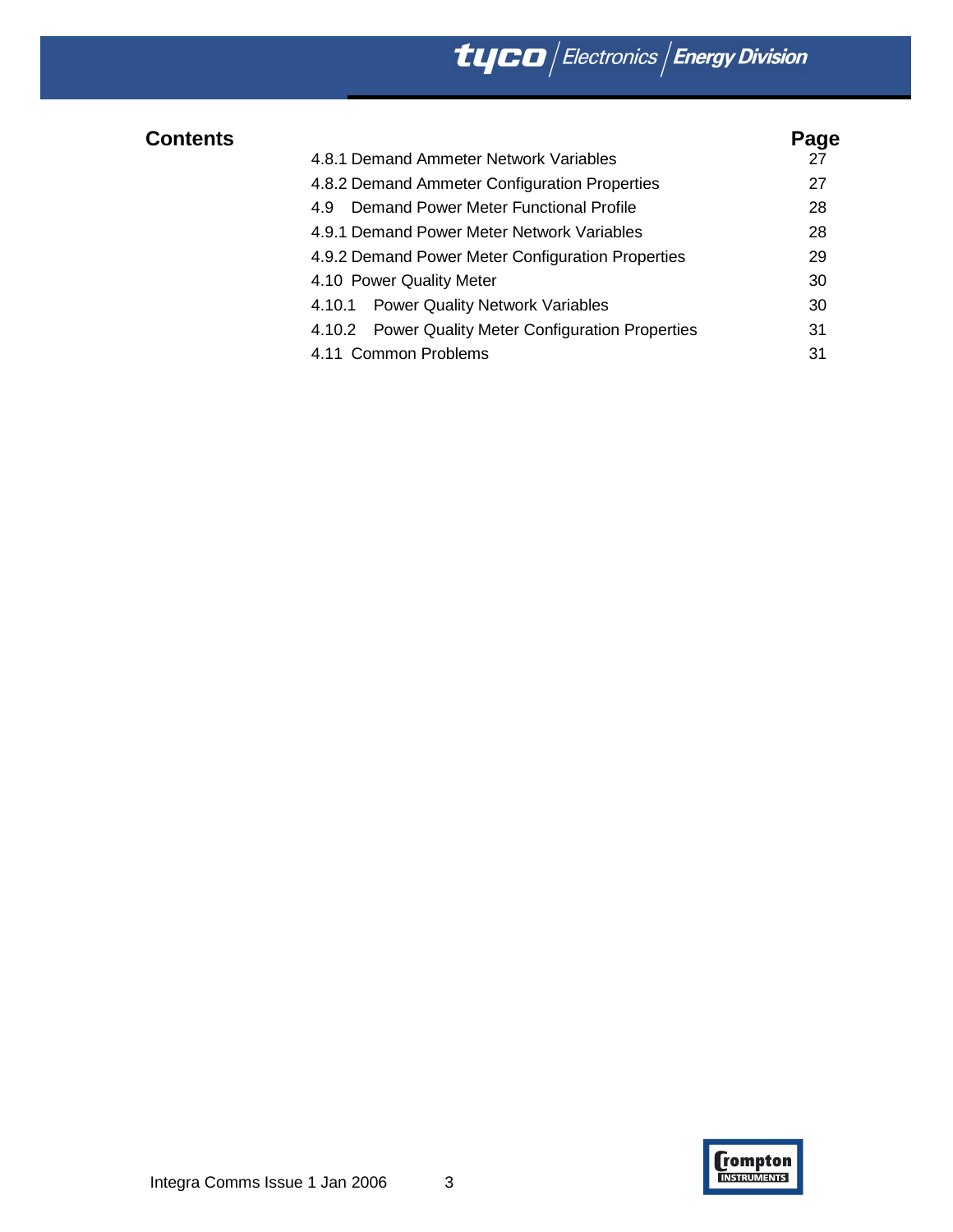## Contents

| | Page |
|---|---|
| 4.8.1 Demand Ammeter Network Variables | 27 |
| 4.8.2 Demand Ammeter Configuration Properties | 27 |
| 4.9 Demand Power Meter Functional Profile | 28 |
| 4.9.1 Demand Power Meter Network Variables | 28 |
| 4.9.2 Demand Power Meter Configuration Properties | 29 |
| 4.10 Power Quality Meter | 30 |
| 4.10.1 Power Quality Network Variables | 30 |
| 4.10.2 Power Quality Meter Configuration Properties | 31 |
| 4.11 Common Problems | 31 |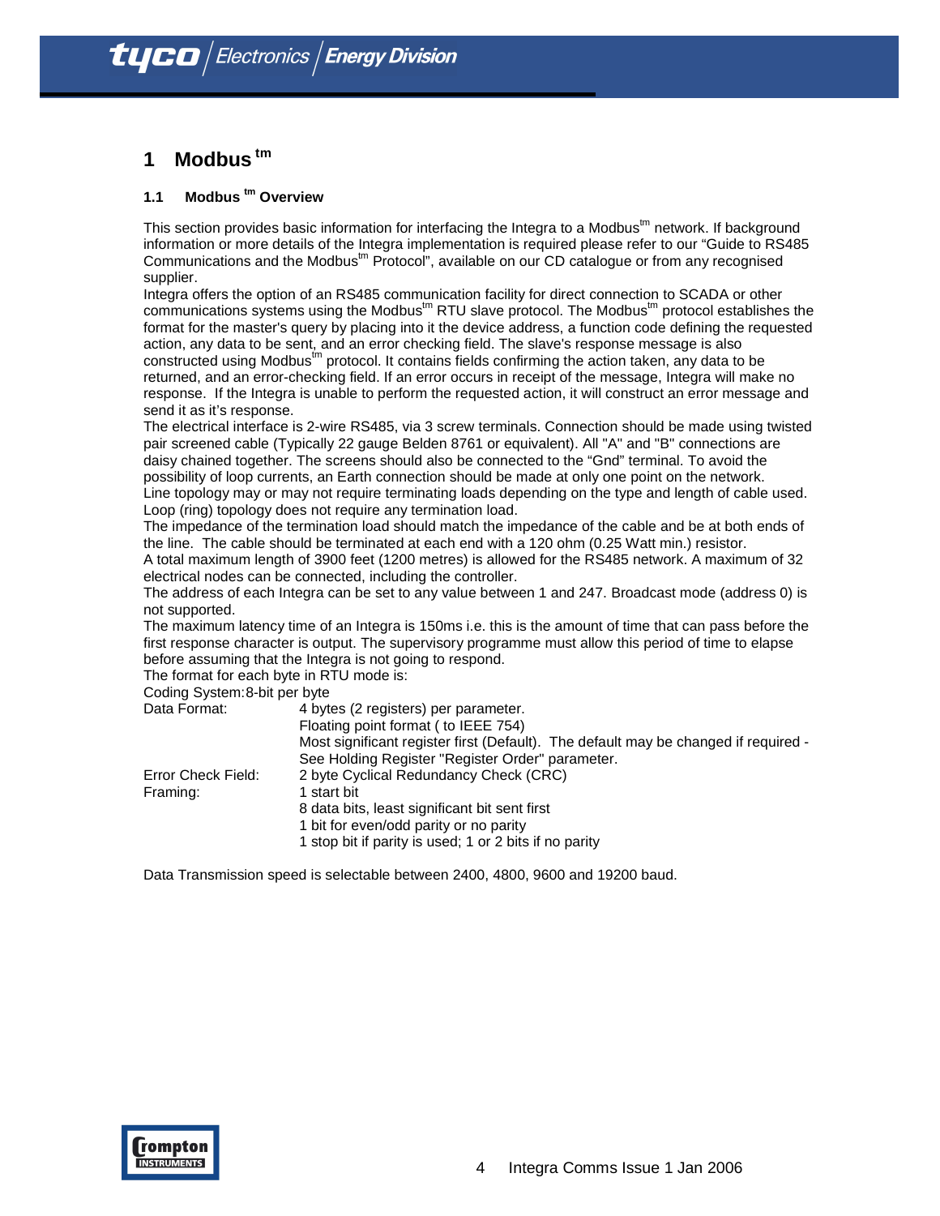# 1 Modbus[tm]

## 1.1 Modbus[tm] Overview

This section provides basic information for interfacing the Integra to a Modbus[tm] network. If background information or more details of the Integra implementation is required please refer to our "Guide to RS485 Communications and the Modbus[tm] Protocol", available on our CD catalogue or from any recognised supplier.

Integra offers the option of an RS485 communication facility for direct connection to SCADA or other communications systems using the Modbus[tm] RTU slave protocol. The Modbus[tm] protocol establishes the format for the master's query by placing into it the device address, a function code defining the requested action, any data to be sent, and an error checking field. The slave's response message is also constructed using Modbus[tm] protocol. It contains fields confirming the action taken, any data to be returned, and an error-checking field. If an error occurs in receipt of the message, Integra will make no response. If the Integra is unable to perform the requested action, it will construct an error message and send it as it's response.

The electrical interface is 2-wire RS485, via 3 screw terminals. Connection should be made using twisted pair screened cable (Typically 22 gauge Belden 8761 or equivalent). All "A" and "B" connections are daisy chained together. The screens should also be connected to the "Gnd" terminal. To avoid the possibility of loop currents, an Earth connection should be made at only one point on the network.

Line topology may or may not require terminating loads depending on the type and length of cable used. Loop (ring) topology does not require any termination load.

The impedance of the termination load should match the impedance of the cable and be at both ends of the line. The cable should be terminated at each end with a 120 ohm (0.25 Watt min.) resistor.

A total maximum length of 3900 feet (1200 metres) is allowed for the RS485 network. A maximum of 32 electrical nodes can be connected, including the controller.

The address of each Integra can be set to any value between 1 and 247. Broadcast mode (address 0) is not supported.

The maximum latency time of an Integra is 150ms i.e. this is the amount of time that can pass before the first response character is output. The supervisory programme must allow this period of time to elapse before assuming that the Integra is not going to respond.

The format for each byte in RTU mode is:

Coding System: 8-bit per byte

| | |
|---|---|
| Data Format: | 4 bytes (2 registers) per parameter.<br>Floating point format ( to IEEE 754)<br>Most significant register first (Default). The default may be changed if required - See Holding Register "Register Order" parameter. |
| Error Check Field: | 2 byte Cyclical Redundancy Check (CRC) |
| Framing: | 1 start bit<br>8 data bits, least significant bit sent first<br>1 bit for even/odd parity or no parity<br>1 stop bit if parity is used; 1 or 2 bits if no parity |

Data Transmission speed is selectable between 2400, 4800, 9600 and 19200 baud.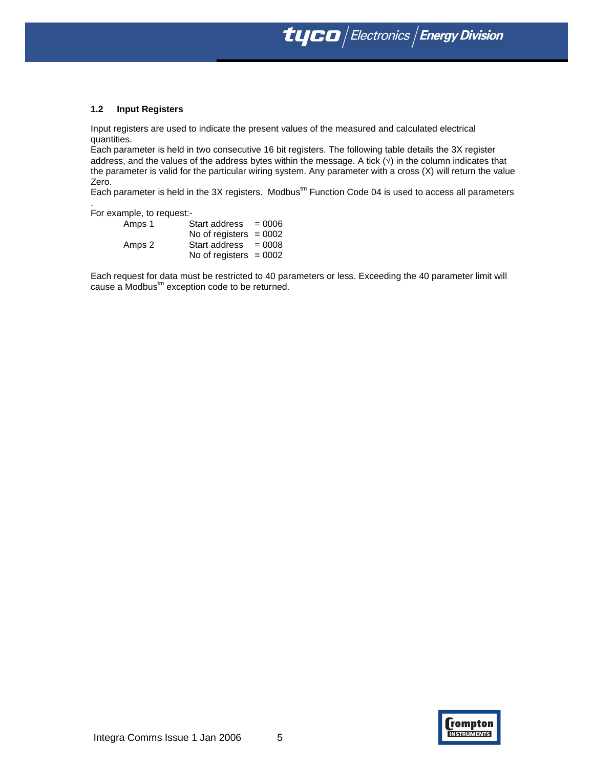### 1.2 Input Registers

Input registers are used to indicate the present values of the measured and calculated electrical quantities.
Each parameter is held in two consecutive 16 bit registers. The following table details the 3X register address, and the values of the address bytes within the message. A tick (√) in the column indicates that the parameter is valid for the particular wiring system. Any parameter with a cross (X) will return the value Zero.
Each parameter is held in the 3X registers. Modbus[tm] Function Code 04 is used to access all parameters
.
For example, to request:-

| | | |
|---|---|---|
| Amps 1 | Start address | = 0006 |
| | No of registers | = 0002 |
| Amps 2 | Start address | = 0008 |
| | No of registers | = 0002 |

Each request for data must be restricted to 40 parameters or less. Exceeding the 40 parameter limit will cause a Modbus[tm] exception code to be returned.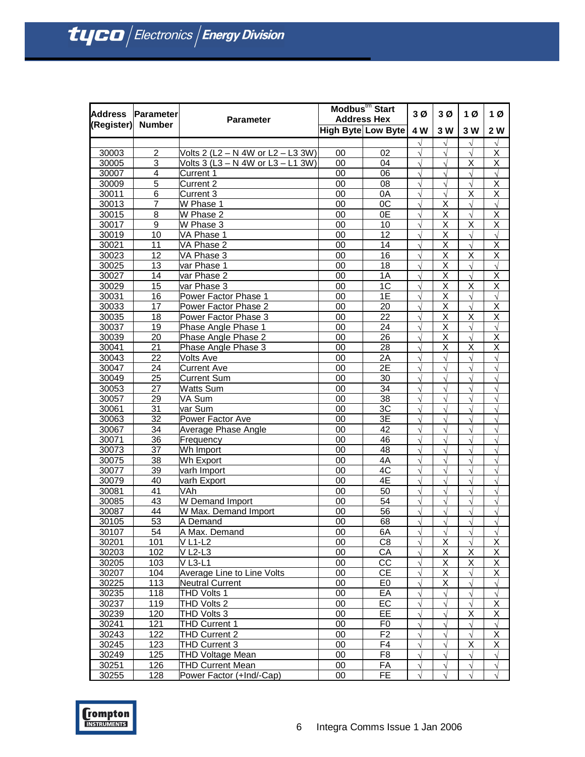| Address (Register) | Parameter Number | Parameter | Modbus™ Start Address Hex | | 3 Ø | 3 Ø | 1 Ø | 1 Ø |
|---|---|---|---|---|---|---|---|---|
| | | | High Byte | Low Byte | 4 W | 3 W | 3 W | 2 W |
| | | | | | √ | √ | √ | √ |
| 30003 | 2 | Volts 2 (L2 – N 4W or L2 – L3 3W) | 00 | 02 | √ | √ | √ | X |
| 30005 | 3 | Volts 3 (L3 – N 4W or L3 – L1 3W) | 00 | 04 | √ | √ | X | X |
| 30007 | 4 | Current 1 | 00 | 06 | √ | √ | √ | √ |
| 30009 | 5 | Current 2 | 00 | 08 | √ | √ | √ | X |
| 30011 | 6 | Current 3 | 00 | 0A | √ | √ | X | X |
| 30013 | 7 | W Phase 1 | 00 | 0C | √ | X | √ | √ |
| 30015 | 8 | W Phase 2 | 00 | 0E | √ | X | √ | X |
| 30017 | 9 | W Phase 3 | 00 | 10 | √ | X | X | X |
| 30019 | 10 | VA Phase 1 | 00 | 12 | √ | X | √ | √ |
| 30021 | 11 | VA Phase 2 | 00 | 14 | √ | X | √ | X |
| 30023 | 12 | VA Phase 3 | 00 | 16 | √ | X | X | X |
| 30025 | 13 | var Phase 1 | 00 | 18 | √ | X | √ | √ |
| 30027 | 14 | var Phase 2 | 00 | 1A | √ | X | √ | X |
| 30029 | 15 | var Phase 3 | 00 | 1C | √ | X | X | X |
| 30031 | 16 | Power Factor Phase 1 | 00 | 1E | √ | X | √ | √ |
| 30033 | 17 | Power Factor Phase 2 | 00 | 20 | √ | X | √ | X |
| 30035 | 18 | Power Factor Phase 3 | 00 | 22 | √ | X | X | X |
| 30037 | 19 | Phase Angle Phase 1 | 00 | 24 | √ | X | √ | √ |
| 30039 | 20 | Phase Angle Phase 2 | 00 | 26 | √ | X | √ | X |
| 30041 | 21 | Phase Angle Phase 3 | 00 | 28 | √ | X | X | X |
| 30043 | 22 | Volts Ave | 00 | 2A | √ | √ | √ | √ |
| 30047 | 24 | Current Ave | 00 | 2E | √ | √ | √ | √ |
| 30049 | 25 | Current Sum | 00 | 30 | √ | √ | √ | √ |
| 30053 | 27 | Watts Sum | 00 | 34 | √ | √ | √ | √ |
| 30057 | 29 | VA Sum | 00 | 38 | √ | √ | √ | √ |
| 30061 | 31 | var Sum | 00 | 3C | √ | √ | √ | √ |
| 30063 | 32 | Power Factor Ave | 00 | 3E | √ | √ | √ | √ |
| 30067 | 34 | Average Phase Angle | 00 | 42 | √ | √ | √ | √ |
| 30071 | 36 | Frequency | 00 | 46 | √ | √ | √ | √ |
| 30073 | 37 | Wh Import | 00 | 48 | √ | √ | √ | √ |
| 30075 | 38 | Wh Export | 00 | 4A | √ | √ | √ | √ |
| 30077 | 39 | varh Import | 00 | 4C | √ | √ | √ | √ |
| 30079 | 40 | varh Export | 00 | 4E | √ | √ | √ | √ |
| 30081 | 41 | VAh | 00 | 50 | √ | √ | √ | √ |
| 30085 | 43 | W Demand Import | 00 | 54 | √ | √ | √ | √ |
| 30087 | 44 | W Max. Demand Import | 00 | 56 | √ | √ | √ | √ |
| 30105 | 53 | A Demand | 00 | 68 | √ | √ | √ | √ |
| 30107 | 54 | A Max. Demand | 00 | 6A | √ | √ | √ | √ |
| 30201 | 101 | V L1-L2 | 00 | C8 | √ | X | √ | X |
| 30203 | 102 | V L2-L3 | 00 | CA | √ | X | X | X |
| 30205 | 103 | V L3-L1 | 00 | CC | √ | X | X | X |
| 30207 | 104 | Average Line to Line Volts | 00 | CE | √ | X | √ | X |
| 30225 | 113 | Neutral Current | 00 | E0 | √ | X | √ | √ |
| 30235 | 118 | THD Volts 1 | 00 | EA | √ | √ | √ | √ |
| 30237 | 119 | THD Volts 2 | 00 | EC | √ | √ | √ | X |
| 30239 | 120 | THD Volts 3 | 00 | EE | √ | √ | X | X |
| 30241 | 121 | THD Current 1 | 00 | F0 | √ | √ | √ | √ |
| 30243 | 122 | THD Current 2 | 00 | F2 | √ | √ | √ | X |
| 30245 | 123 | THD Current 3 | 00 | F4 | √ | √ | X | X |
| 30249 | 125 | THD Voltage Mean | 00 | F8 | √ | √ | √ | √ |
| 30251 | 126 | THD Current Mean | 00 | FA | √ | √ | √ | √ |
| 30255 | 128 | Power Factor (+Ind/-Cap) | 00 | FE | √ | √ | √ | √ |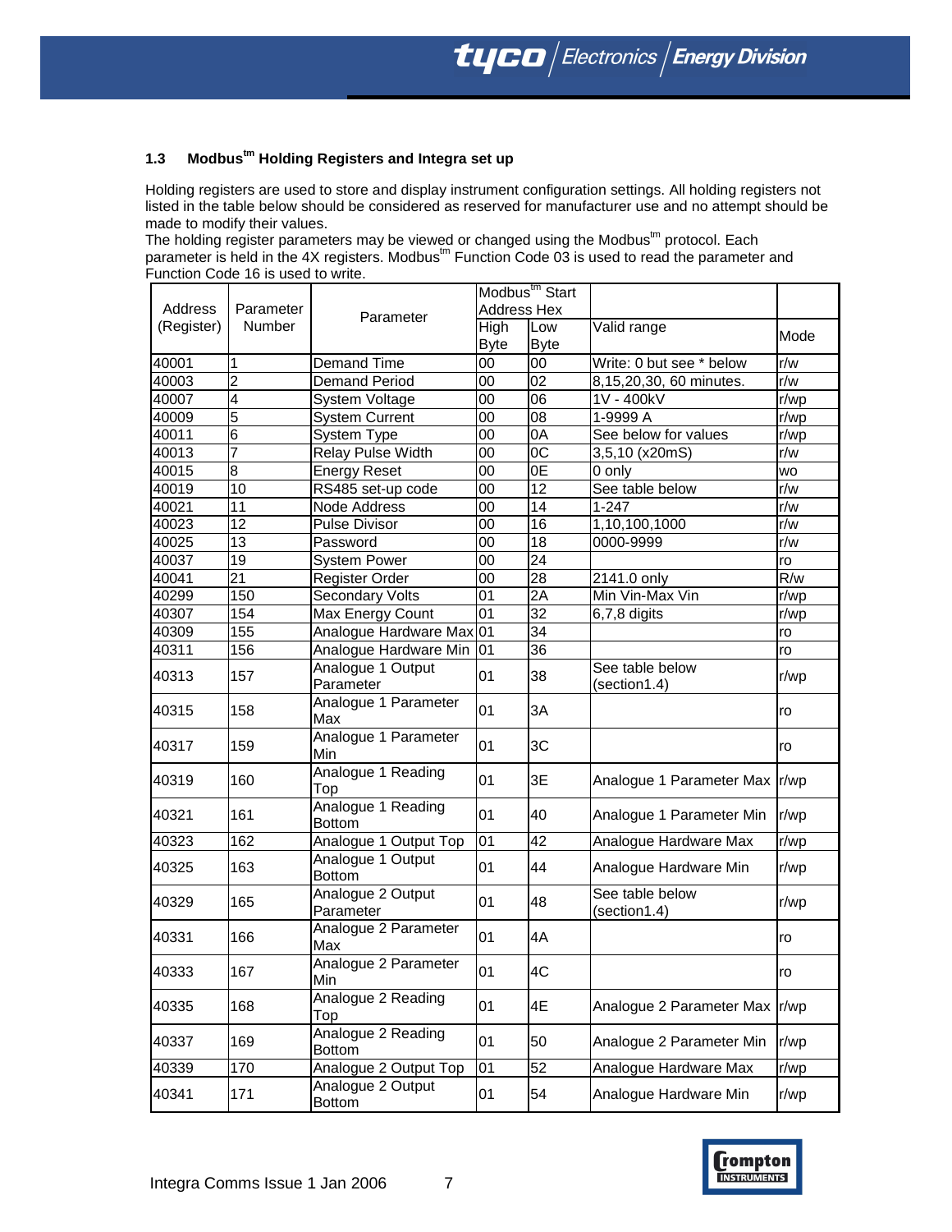### 1.3 Modbus[tm] Holding Registers and Integra set up

Holding registers are used to store and display instrument configuration settings. All holding registers not listed in the table below should be considered as reserved for manufacturer use and no attempt should be made to modify their values.
The holding register parameters may be viewed or changed using the Modbus[tm] protocol. Each parameter is held in the 4X registers. Modbus[tm] Function Code 03 is used to read the parameter and Function Code 16 is used to write.

| Address (Register) | Parameter Number | Parameter | Modbus[tm] Start Address Hex | | Valid range | Mode |
|---|---|---|---|---|---|---|
| | | | High Byte | Low Byte | | |
| 40001 | 1 | Demand Time | 00 | 00 | Write: 0 but see * below | r/w |
| 40003 | 2 | Demand Period | 00 | 02 | 8,15,20,30, 60 minutes. | r/w |
| 40007 | 4 | System Voltage | 00 | 06 | 1V - 400kV | r/wp |
| 40009 | 5 | System Current | 00 | 08 | 1-9999 A | r/wp |
| 40011 | 6 | System Type | 00 | 0A | See below for values | r/wp |
| 40013 | 7 | Relay Pulse Width | 00 | 0C | 3,5,10 (x20mS) | r/w |
| 40015 | 8 | Energy Reset | 00 | 0E | 0 only | wo |
| 40019 | 10 | RS485 set-up code | 00 | 12 | See table below | r/w |
| 40021 | 11 | Node Address | 00 | 14 | 1-247 | r/w |
| 40023 | 12 | Pulse Divisor | 00 | 16 | 1,10,100,1000 | r/w |
| 40025 | 13 | Password | 00 | 18 | 0000-9999 | r/w |
| 40037 | 19 | System Power | 00 | 24 | | ro |
| 40041 | 21 | Register Order | 00 | 28 | 2141.0 only | R/w |
| 40299 | 150 | Secondary Volts | 01 | 2A | Min Vin-Max Vin | r/wp |
| 40307 | 154 | Max Energy Count | 01 | 32 | 6,7,8 digits | r/wp |
| 40309 | 155 | Analogue Hardware Max | 01 | 34 | | ro |
| 40311 | 156 | Analogue Hardware Min | 01 | 36 | | ro |
| 40313 | 157 | Analogue 1 Output Parameter | 01 | 38 | See table below (section1.4) | r/wp |
| 40315 | 158 | Analogue 1 Parameter Max | 01 | 3A | | ro |
| 40317 | 159 | Analogue 1 Parameter Min | 01 | 3C | | ro |
| 40319 | 160 | Analogue 1 Reading Top | 01 | 3E | Analogue 1 Parameter Max | r/wp |
| 40321 | 161 | Analogue 1 Reading Bottom | 01 | 40 | Analogue 1 Parameter Min | r/wp |
| 40323 | 162 | Analogue 1 Output Top | 01 | 42 | Analogue Hardware Max | r/wp |
| 40325 | 163 | Analogue 1 Output Bottom | 01 | 44 | Analogue Hardware Min | r/wp |
| 40329 | 165 | Analogue 2 Output Parameter | 01 | 48 | See table below (section1.4) | r/wp |
| 40331 | 166 | Analogue 2 Parameter Max | 01 | 4A | | ro |
| 40333 | 167 | Analogue 2 Parameter Min | 01 | 4C | | ro |
| 40335 | 168 | Analogue 2 Reading Top | 01 | 4E | Analogue 2 Parameter Max | r/wp |
| 40337 | 169 | Analogue 2 Reading Bottom | 01 | 50 | Analogue 2 Parameter Min | r/wp |
| 40339 | 170 | Analogue 2 Output Top | 01 | 52 | Analogue Hardware Max | r/wp |
| 40341 | 171 | Analogue 2 Output Bottom | 01 | 54 | Analogue Hardware Min | r/wp |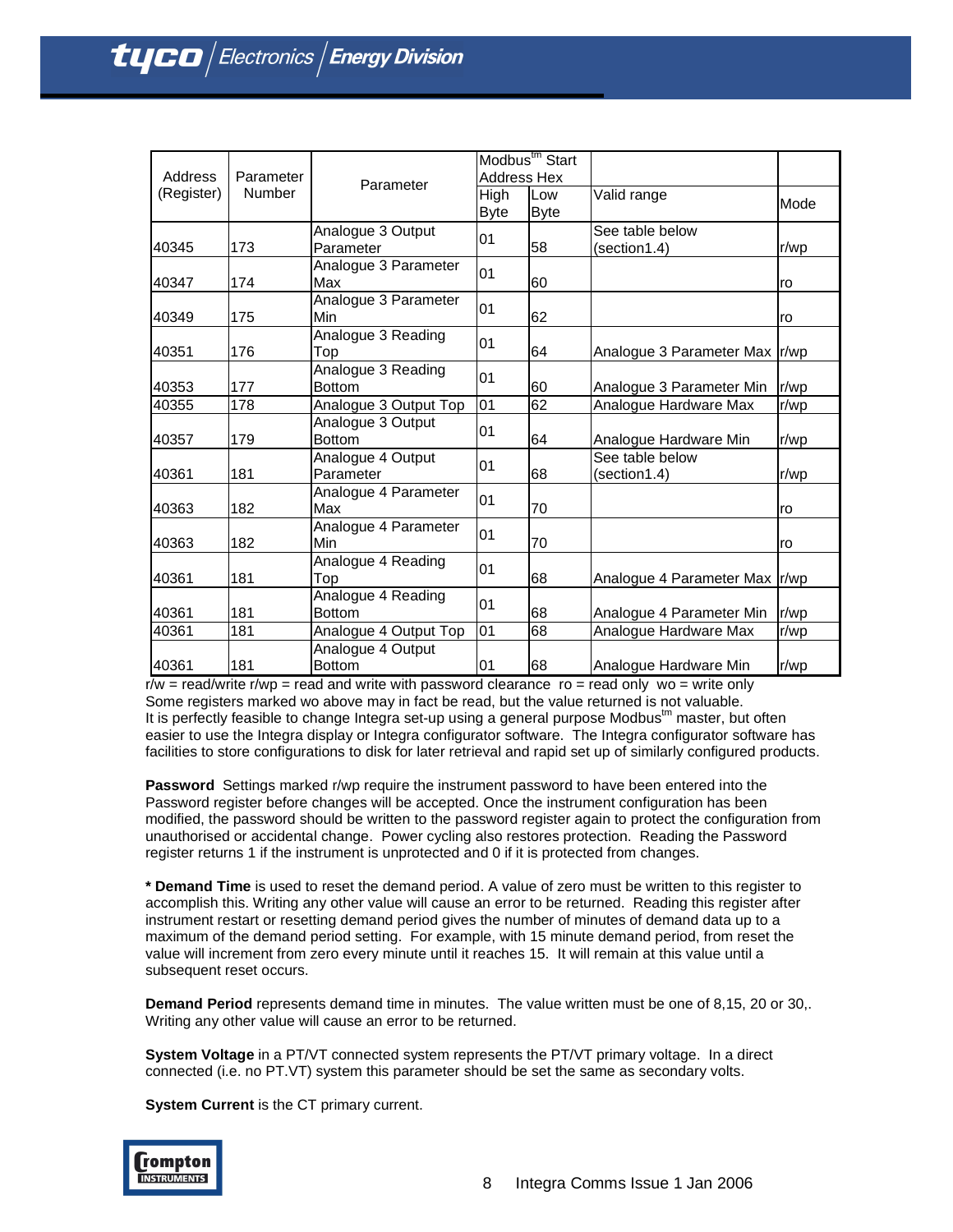| Address (Register) | Parameter Number | Parameter | Modbus[tm] Start Address Hex | | Valid range | Mode |
|---|---|---|---|---|---|---|
| | | | High Byte | Low Byte | | |
| 40345 | 173 | Analogue 3 Output Parameter | 01 | 58 | See table below (section1.4) | r/wp |
| 40347 | 174 | Analogue 3 Parameter Max | 01 | 60 | | ro |
| 40349 | 175 | Analogue 3 Parameter Min | 01 | 62 | | ro |
| 40351 | 176 | Analogue 3 Reading Top | 01 | 64 | Analogue 3 Parameter Max | r/wp |
| 40353 | 177 | Analogue 3 Reading Bottom | 01 | 60 | Analogue 3 Parameter Min | r/wp |
| 40355 | 178 | Analogue 3 Output Top | 01 | 62 | Analogue Hardware Max | r/wp |
| 40357 | 179 | Analogue 3 Output Bottom | 01 | 64 | Analogue Hardware Min | r/wp |
| 40361 | 181 | Analogue 4 Output Parameter | 01 | 68 | See table below (section1.4) | r/wp |
| 40363 | 182 | Analogue 4 Parameter Max | 01 | 70 | | ro |
| 40363 | 182 | Analogue 4 Parameter Min | 01 | 70 | | ro |
| 40361 | 181 | Analogue 4 Reading Top | 01 | 68 | Analogue 4 Parameter Max | r/wp |
| 40361 | 181 | Analogue 4 Reading Bottom | 01 | 68 | Analogue 4 Parameter Min | r/wp |
| 40361 | 181 | Analogue 4 Output Top | 01 | 68 | Analogue Hardware Max | r/wp |
| 40361 | 181 | Analogue 4 Output Bottom | 01 | 68 | Analogue Hardware Min | r/wp |

r/w = read/write r/wp = read and write with password clearance ro = read only wo = write only
Some registers marked wo above may in fact be read, but the value returned is not valuable.
It is perfectly feasible to change Integra set-up using a general purpose Modbus[tm] master, but often easier to use the Integra display or Integra configurator software. The Integra configurator software has facilities to store configurations to disk for later retrieval and rapid set up of similarly configured products.

**Password** Settings marked r/wp require the instrument password to have been entered into the Password register before changes will be accepted. Once the instrument configuration has been modified, the password should be written to the password register again to protect the configuration from unauthorised or accidental change. Power cycling also restores protection. Reading the Password register returns 1 if the instrument is unprotected and 0 if it is protected from changes.

**\* Demand Time** is used to reset the demand period. A value of zero must be written to this register to accomplish this. Writing any other value will cause an error to be returned. Reading this register after instrument restart or resetting demand period gives the number of minutes of demand data up to a maximum of the demand period setting. For example, with 15 minute demand period, from reset the value will increment from zero every minute until it reaches 15. It will remain at this value until a subsequent reset occurs.

**Demand Period** represents demand time in minutes. The value written must be one of 8,15, 20 or 30,. Writing any other value will cause an error to be returned.

**System Voltage** in a PT/VT connected system represents the PT/VT primary voltage. In a direct connected (i.e. no PT.VT) system this parameter should be set the same as secondary volts.

**System Current** is the CT primary current.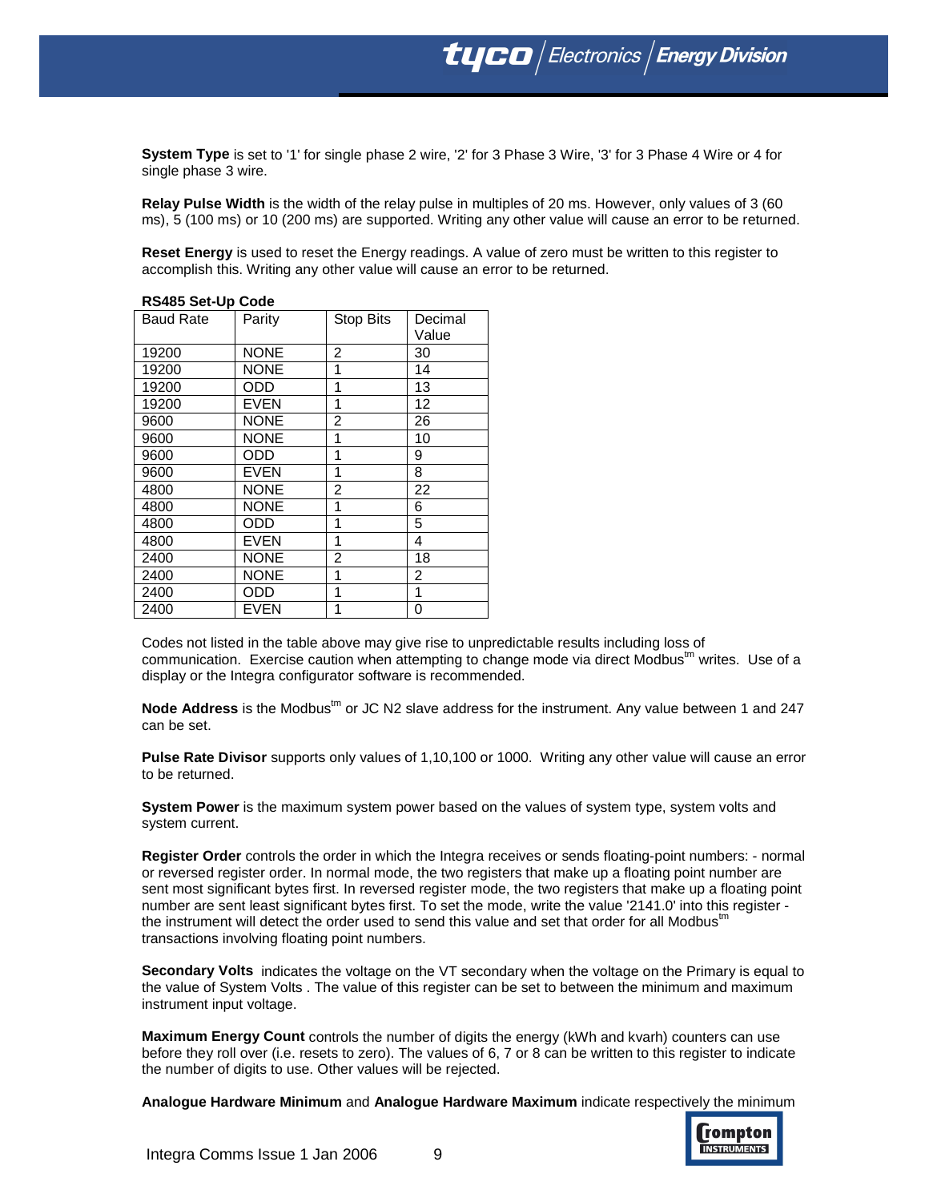**System Type** is set to '1' for single phase 2 wire, '2' for 3 Phase 3 Wire, '3' for 3 Phase 4 Wire or 4 for single phase 3 wire.

**Relay Pulse Width** is the width of the relay pulse in multiples of 20 ms. However, only values of 3 (60 ms), 5 (100 ms) or 10 (200 ms) are supported. Writing any other value will cause an error to be returned.

**Reset Energy** is used to reset the Energy readings. A value of zero must be written to this register to accomplish this. Writing any other value will cause an error to be returned.

**RS485 Set-Up Code**

| Baud Rate | Parity | Stop Bits | Decimal Value |
|---|---|---|---|
| 19200 | NONE | 2 | 30 |
| 19200 | NONE | 1 | 14 |
| 19200 | ODD | 1 | 13 |
| 19200 | EVEN | 1 | 12 |
| 9600 | NONE | 2 | 26 |
| 9600 | NONE | 1 | 10 |
| 9600 | ODD | 1 | 9 |
| 9600 | EVEN | 1 | 8 |
| 4800 | NONE | 2 | 22 |
| 4800 | NONE | 1 | 6 |
| 4800 | ODD | 1 | 5 |
| 4800 | EVEN | 1 | 4 |
| 2400 | NONE | 2 | 18 |
| 2400 | NONE | 1 | 2 |
| 2400 | ODD | 1 | 1 |
| 2400 | EVEN | 1 | 0 |

Codes not listed in the table above may give rise to unpredictable results including loss of communication. Exercise caution when attempting to change mode via direct Modbus[tm] writes. Use of a display or the Integra configurator software is recommended.

**Node Address** is the Modbus[tm] or JC N2 slave address for the instrument. Any value between 1 and 247 can be set.

**Pulse Rate Divisor** supports only values of 1,10,100 or 1000. Writing any other value will cause an error to be returned.

**System Power** is the maximum system power based on the values of system type, system volts and system current.

**Register Order** controls the order in which the Integra receives or sends floating-point numbers: - normal or reversed register order. In normal mode, the two registers that make up a floating point number are sent most significant bytes first. In reversed register mode, the two registers that make up a floating point number are sent least significant bytes first. To set the mode, write the value '2141.0' into this register - the instrument will detect the order used to send this value and set that order for all Modbus[tm] transactions involving floating point numbers.

**Secondary Volts** indicates the voltage on the VT secondary when the voltage on the Primary is equal to the value of System Volts . The value of this register can be set to between the minimum and maximum instrument input voltage.

**Maximum Energy Count** controls the number of digits the energy (kWh and kvarh) counters can use before they roll over (i.e. resets to zero). The values of 6, 7 or 8 can be written to this register to indicate the number of digits to use. Other values will be rejected.

**Analogue Hardware Minimum** and **Analogue Hardware Maximum** indicate respectively the minimum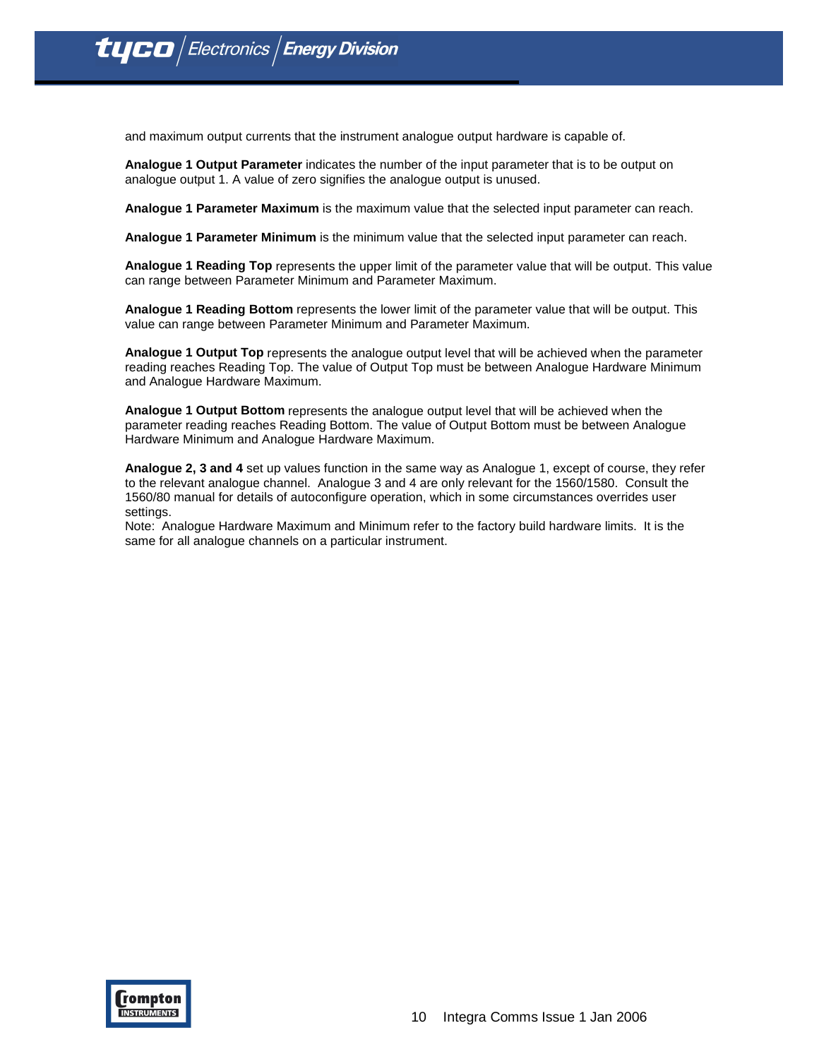and maximum output currents that the instrument analogue output hardware is capable of.

**Analogue 1 Output Parameter** indicates the number of the input parameter that is to be output on analogue output 1. A value of zero signifies the analogue output is unused.

**Analogue 1 Parameter Maximum** is the maximum value that the selected input parameter can reach.

**Analogue 1 Parameter Minimum** is the minimum value that the selected input parameter can reach.

**Analogue 1 Reading Top** represents the upper limit of the parameter value that will be output. This value can range between Parameter Minimum and Parameter Maximum.

**Analogue 1 Reading Bottom** represents the lower limit of the parameter value that will be output. This value can range between Parameter Minimum and Parameter Maximum.

**Analogue 1 Output Top** represents the analogue output level that will be achieved when the parameter reading reaches Reading Top. The value of Output Top must be between Analogue Hardware Minimum and Analogue Hardware Maximum.

**Analogue 1 Output Bottom** represents the analogue output level that will be achieved when the parameter reading reaches Reading Bottom. The value of Output Bottom must be between Analogue Hardware Minimum and Analogue Hardware Maximum.

**Analogue 2, 3 and 4** set up values function in the same way as Analogue 1, except of course, they refer to the relevant analogue channel. Analogue 3 and 4 are only relevant for the 1560/1580. Consult the 1560/80 manual for details of autoconfigure operation, which in some circumstances overrides user settings.

Note: Analogue Hardware Maximum and Minimum refer to the factory build hardware limits. It is the same for all analogue channels on a particular instrument.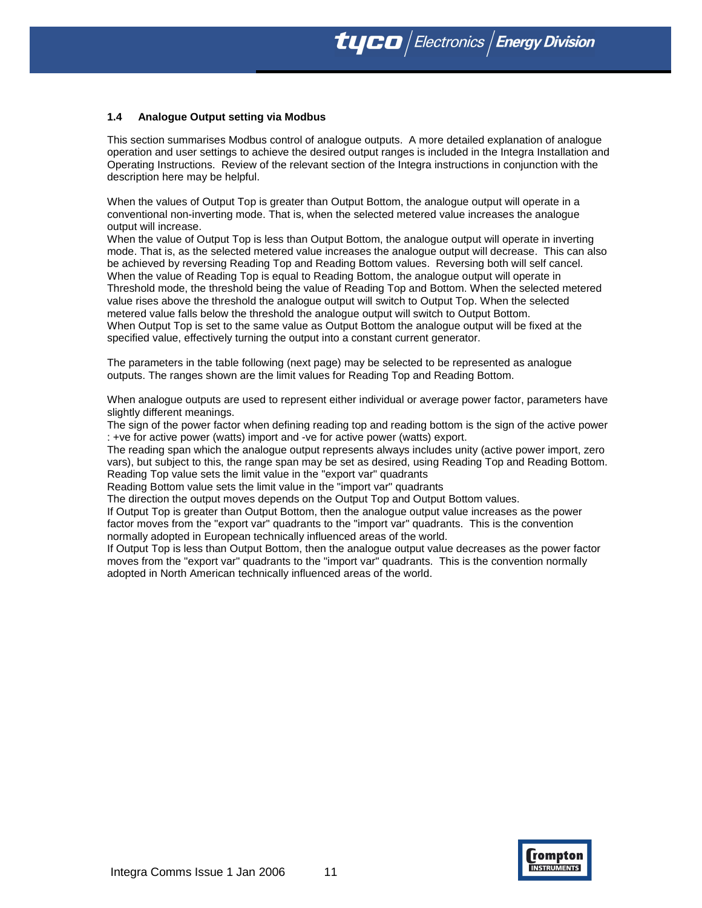### 1.4 Analogue Output setting via Modbus

This section summarises Modbus control of analogue outputs. A more detailed explanation of analogue operation and user settings to achieve the desired output ranges is included in the Integra Installation and Operating Instructions. Review of the relevant section of the Integra instructions in conjunction with the description here may be helpful.

When the values of Output Top is greater than Output Bottom, the analogue output will operate in a conventional non-inverting mode. That is, when the selected metered value increases the analogue output will increase.
When the value of Output Top is less than Output Bottom, the analogue output will operate in inverting mode. That is, as the selected metered value increases the analogue output will decrease. This can also be achieved by reversing Reading Top and Reading Bottom values. Reversing both will self cancel.
When the value of Reading Top is equal to Reading Bottom, the analogue output will operate in Threshold mode, the threshold being the value of Reading Top and Bottom. When the selected metered value rises above the threshold the analogue output will switch to Output Top. When the selected metered value falls below the threshold the analogue output will switch to Output Bottom.
When Output Top is set to the same value as Output Bottom the analogue output will be fixed at the specified value, effectively turning the output into a constant current generator.

The parameters in the table following (next page) may be selected to be represented as analogue outputs. The ranges shown are the limit values for Reading Top and Reading Bottom.

When analogue outputs are used to represent either individual or average power factor, parameters have slightly different meanings.
The sign of the power factor when defining reading top and reading bottom is the sign of the active power : +ve for active power (watts) import and -ve for active power (watts) export.
The reading span which the analogue output represents always includes unity (active power import, zero vars), but subject to this, the range span may be set as desired, using Reading Top and Reading Bottom.
Reading Top value sets the limit value in the "export var" quadrants
Reading Bottom value sets the limit value in the "import var" quadrants
The direction the output moves depends on the Output Top and Output Bottom values.
If Output Top is greater than Output Bottom, then the analogue output value increases as the power factor moves from the "export var" quadrants to the "import var" quadrants. This is the convention normally adopted in European technically influenced areas of the world.
If Output Top is less than Output Bottom, then the analogue output value decreases as the power factor moves from the "export var" quadrants to the "import var" quadrants. This is the convention normally adopted in North American technically influenced areas of the world.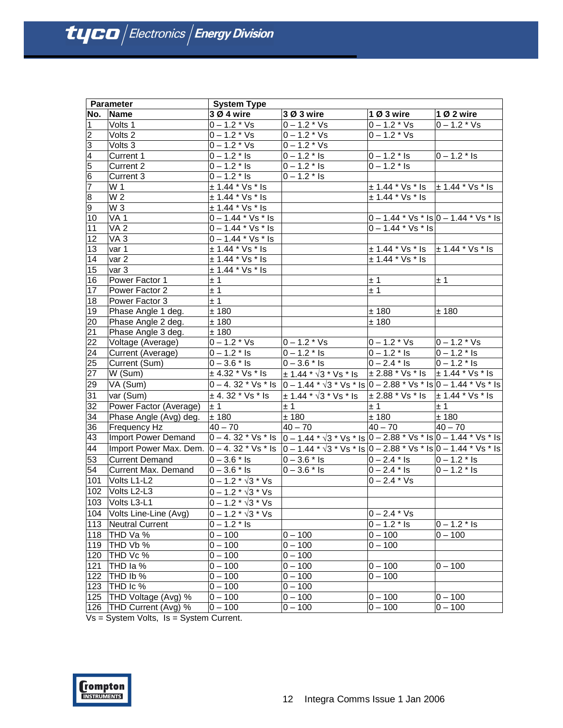| Parameter | | System Type | | | |
|---|---|---|---|---|---|
| No. | Name | 3 Ø 4 wire | 3 Ø 3 wire | 1 Ø 3 wire | 1 Ø 2 wire |
| 1 | Volts 1 | 0 – 1.2 * Vs | 0 – 1.2 * Vs | 0 – 1.2 * Vs | 0 – 1.2 * Vs |
| 2 | Volts 2 | 0 – 1.2 * Vs | 0 – 1.2 * Vs | 0 – 1.2 * Vs | |
| 3 | Volts 3 | 0 – 1.2 * Vs | 0 – 1.2 * Vs | | |
| 4 | Current 1 | 0 – 1.2 * Is | 0 – 1.2 * Is | 0 – 1.2 * Is | 0 – 1.2 * Is |
| 5 | Current 2 | 0 – 1.2 * Is | 0 – 1.2 * Is | 0 – 1.2 * Is | |
| 6 | Current 3 | 0 – 1.2 * Is | 0 – 1.2 * Is | | |
| 7 | W 1 | ± 1.44 * Vs * Is | | ± 1.44 * Vs * Is | ± 1.44 * Vs * Is |
| 8 | W 2 | ± 1.44 * Vs * Is | | ± 1.44 * Vs * Is | |
| 9 | W 3 | ± 1.44 * Vs * Is | | | |
| 10 | VA 1 | 0 – 1.44 * Vs * Is | | 0 – 1.44 * Vs * Is | 0 – 1.44 * Vs * Is |
| 11 | VA 2 | 0 – 1.44 * Vs * Is | | 0 – 1.44 * Vs * Is | |
| 12 | VA 3 | 0 – 1.44 * Vs * Is | | | |
| 13 | var 1 | ± 1.44 * Vs * Is | | ± 1.44 * Vs * Is | ± 1.44 * Vs * Is |
| 14 | var 2 | ± 1.44 * Vs * Is | | ± 1.44 * Vs * Is | |
| 15 | var 3 | ± 1.44 * Vs * Is | | | |
| 16 | Power Factor 1 | ± 1 | | ± 1 | ± 1 |
| 17 | Power Factor 2 | ± 1 | | ± 1 | |
| 18 | Power Factor 3 | ± 1 | | | |
| 19 | Phase Angle 1 deg. | ± 180 | | ± 180 | ± 180 |
| 20 | Phase Angle 2 deg. | ± 180 | | ± 180 | |
| 21 | Phase Angle 3 deg. | ± 180 | | | |
| 22 | Voltage (Average) | 0 – 1.2 * Vs | 0 – 1.2 * Vs | 0 – 1.2 * Vs | 0 – 1.2 * Vs |
| 24 | Current (Average) | 0 – 1.2 * Is | 0 – 1.2 * Is | 0 – 1.2 * Is | 0 – 1.2 * Is |
| 25 | Current (Sum) | 0 – 3.6 * Is | 0 – 3.6 * Is | 0 – 2.4 * Is | 0 – 1.2 * Is |
| 27 | W (Sum) | ± 4.32 * Vs * Is | ± 1.44 * √3 * Vs * Is | ± 2.88 * Vs * Is | ± 1.44 * Vs * Is |
| 29 | VA (Sum) | 0 – 4. 32 * Vs * Is | 0 – 1.44 * √3 * Vs * Is | 0 – 2.88 * Vs * Is | 0 – 1.44 * Vs * Is |
| 31 | var (Sum) | ± 4. 32 * Vs * Is | ± 1.44 * √3 * Vs * Is | ± 2.88 * Vs * Is | ± 1.44 * Vs * Is |
| 32 | Power Factor (Average) | ± 1 | ± 1 | ± 1 | ± 1 |
| 34 | Phase Angle (Avg) deg. | ± 180 | ± 180 | ± 180 | ± 180 |
| 36 | Frequency Hz | 40 – 70 | 40 – 70 | 40 – 70 | 40 – 70 |
| 43 | Import Power Demand | 0 – 4. 32 * Vs * Is | 0 – 1.44 * √3 * Vs * Is | 0 – 2.88 * Vs * Is | 0 – 1.44 * Vs * Is |
| 44 | Import Power Max. Dem. | 0 – 4. 32 * Vs * Is | 0 – 1.44 * √3 * Vs * Is | 0 – 2.88 * Vs * Is | 0 – 1.44 * Vs * Is |
| 53 | Current Demand | 0 – 3.6 * Is | 0 – 3.6 * Is | 0 – 2.4 * Is | 0 – 1.2 * Is |
| 54 | Current Max. Demand | 0 – 3.6 * Is | 0 – 3.6 * Is | 0 – 2.4 * Is | 0 – 1.2 * Is |
| 101 | Volts L1-L2 | 0 – 1.2 * √3 * Vs | | 0 – 2.4 * Vs | |
| 102 | Volts L2-L3 | 0 – 1.2 * √3 * Vs | | | |
| 103 | Volts L3-L1 | 0 – 1.2 * √3 * Vs | | | |
| 104 | Volts Line-Line (Avg) | 0 – 1.2 * √3 * Vs | | 0 – 2.4 * Vs | |
| 113 | Neutral Current | 0 – 1.2 * Is | | 0 – 1.2 * Is | 0 – 1.2 * Is |
| 118 | THD Va % | 0 – 100 | 0 – 100 | 0 – 100 | 0 – 100 |
| 119 | THD Vb % | 0 – 100 | 0 – 100 | 0 – 100 | |
| 120 | THD Vc % | 0 – 100 | 0 – 100 | | |
| 121 | THD Ia % | 0 – 100 | 0 – 100 | 0 – 100 | 0 – 100 |
| 122 | THD Ib % | 0 – 100 | 0 – 100 | 0 – 100 | |
| 123 | THD Ic % | 0 – 100 | 0 – 100 | | |
| 125 | THD Voltage (Avg) % | 0 – 100 | 0 – 100 | 0 – 100 | 0 – 100 |
| 126 | THD Current (Avg) % | 0 – 100 | 0 – 100 | 0 – 100 | 0 – 100 |

Vs = System Volts, Is = System Current.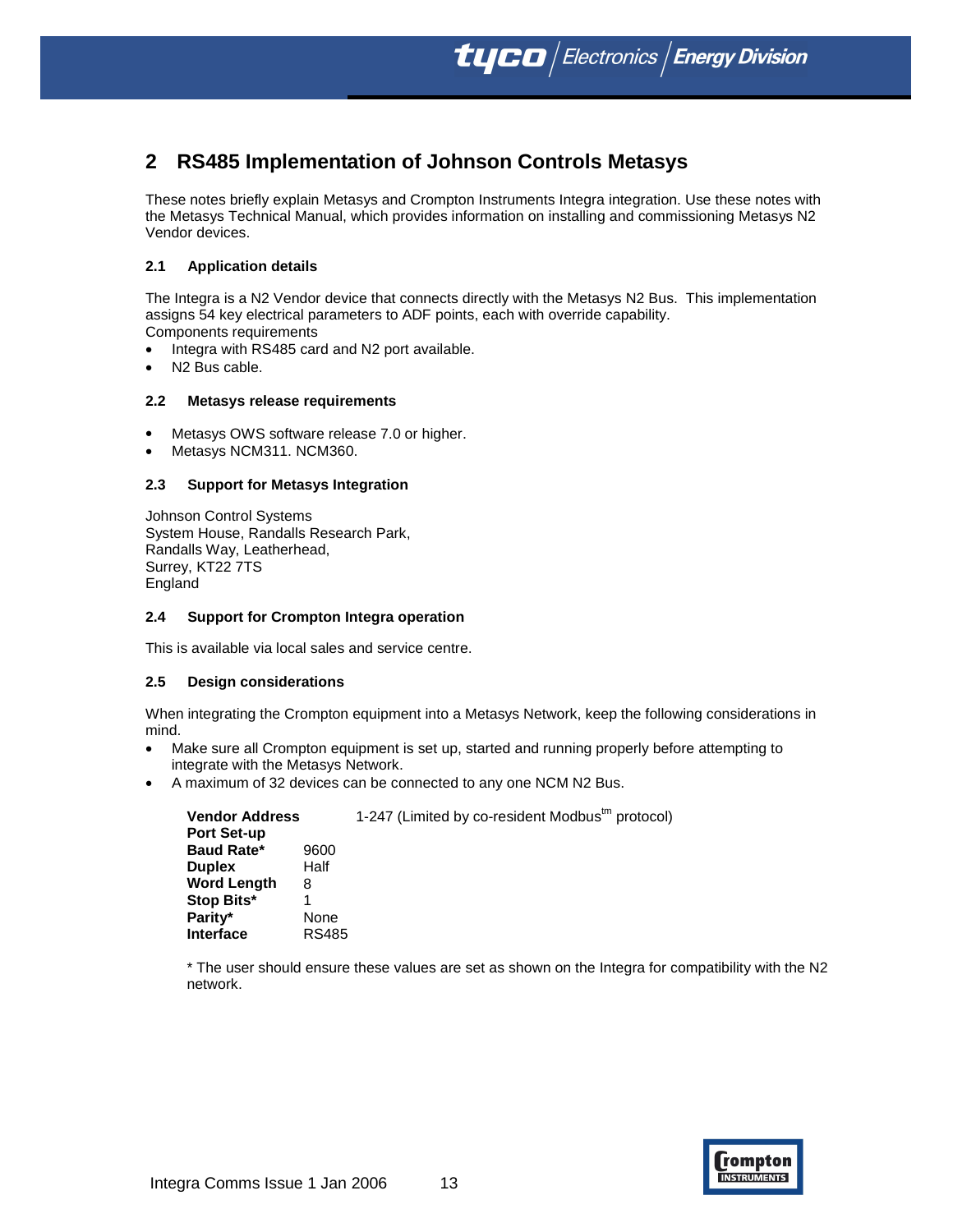## 2 RS485 Implementation of Johnson Controls Metasys

These notes briefly explain Metasys and Crompton Instruments Integra integration. Use these notes with the Metasys Technical Manual, which provides information on installing and commissioning Metasys N2 Vendor devices.

### 2.1 Application details

The Integra is a N2 Vendor device that connects directly with the Metasys N2 Bus. This implementation assigns 54 key electrical parameters to ADF points, each with override capability.
Components requirements

- Integra with RS485 card and N2 port available.
- N2 Bus cable.

### 2.2 Metasys release requirements

- Metasys OWS software release 7.0 or higher.
- Metasys NCM311. NCM360.

### 2.3 Support for Metasys Integration

Johnson Control Systems
System House, Randalls Research Park,
Randalls Way, Leatherhead,
Surrey, KT22 7TS
England

### 2.4 Support for Crompton Integra operation

This is available via local sales and service centre.

### 2.5 Design considerations

When integrating the Crompton equipment into a Metasys Network, keep the following considerations in mind.

- Make sure all Crompton equipment is set up, started and running properly before attempting to integrate with the Metasys Network.
- A maximum of 32 devices can be connected to any one NCM N2 Bus.

**Vendor Address** 1-247 (Limited by co-resident Modbus™ protocol)

**Port Set-up**

| | |
|---|---|
| **Baud Rate*** | 9600 |
| **Duplex** | Half |
| **Word Length** | 8 |
| **Stop Bits*** | 1 |
| **Parity*** | None |
| **Interface** | RS485 |

* The user should ensure these values are set as shown on the Integra for compatibility with the N2 network.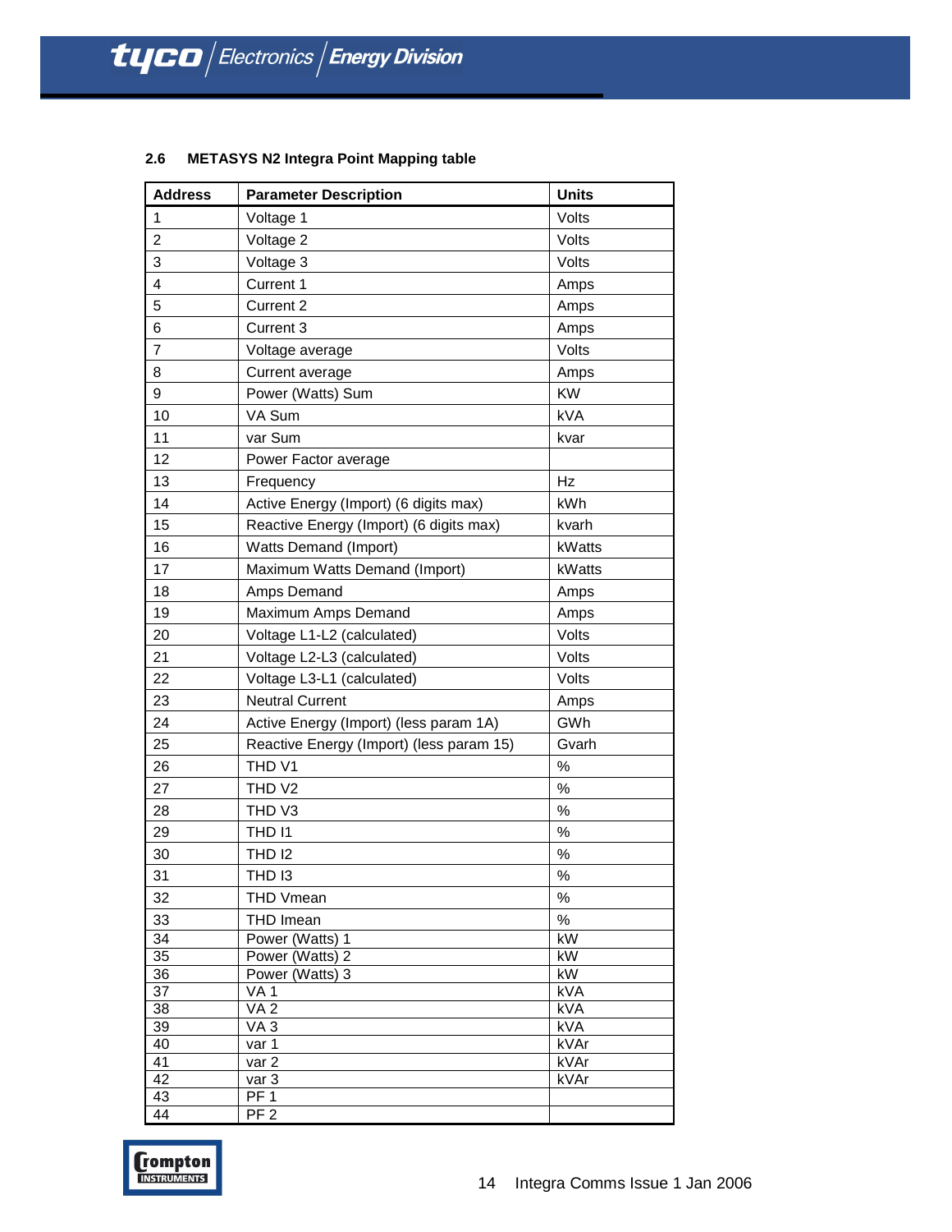### 2.6 METASYS N2 Integra Point Mapping table

| Address | Parameter Description | Units |
|---|---|---|
| 1 | Voltage 1 | Volts |
| 2 | Voltage 2 | Volts |
| 3 | Voltage 3 | Volts |
| 4 | Current 1 | Amps |
| 5 | Current 2 | Amps |
| 6 | Current 3 | Amps |
| 7 | Voltage average | Volts |
| 8 | Current average | Amps |
| 9 | Power (Watts) Sum | KW |
| 10 | VA Sum | kVA |
| 11 | var Sum | kvar |
| 12 | Power Factor average | |
| 13 | Frequency | Hz |
| 14 | Active Energy (Import) (6 digits max) | kWh |
| 15 | Reactive Energy (Import) (6 digits max) | kvarh |
| 16 | Watts Demand (Import) | kWatts |
| 17 | Maximum Watts Demand (Import) | kWatts |
| 18 | Amps Demand | Amps |
| 19 | Maximum Amps Demand | Amps |
| 20 | Voltage L1-L2 (calculated) | Volts |
| 21 | Voltage L2-L3 (calculated) | Volts |
| 22 | Voltage L3-L1 (calculated) | Volts |
| 23 | Neutral Current | Amps |
| 24 | Active Energy (Import) (less param 1A) | GWh |
| 25 | Reactive Energy (Import) (less param 15) | Gvarh |
| 26 | THD V1 | % |
| 27 | THD V2 | % |
| 28 | THD V3 | % |
| 29 | THD I1 | % |
| 30 | THD I2 | % |
| 31 | THD I3 | % |
| 32 | THD Vmean | % |
| 33 | THD Imean | % |
| 34 | Power (Watts) 1 | kW |
| 35 | Power (Watts) 2 | kW |
| 36 | Power (Watts) 3 | kW |
| 37 | VA 1 | kVA |
| 38 | VA 2 | kVA |
| 39 | VA 3 | kVA |
| 40 | var 1 | kVAr |
| 41 | var 2 | kVAr |
| 42 | var 3 | kVAr |
| 43 | PF 1 | |
| 44 | PF 2 | |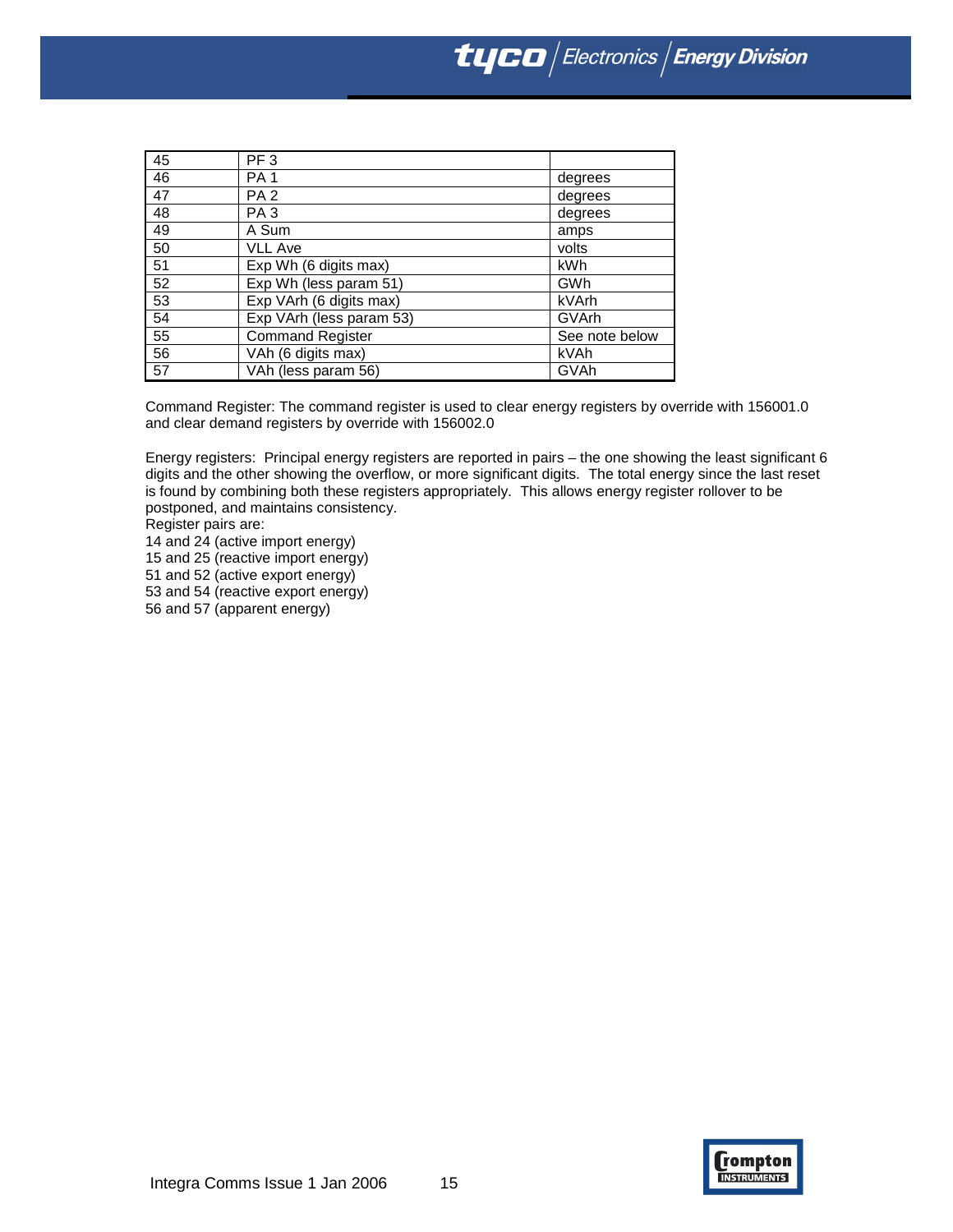| 45 | PF 3 | |
|---|---|---|
| 46 | PA 1 | degrees |
| 47 | PA 2 | degrees |
| 48 | PA 3 | degrees |
| 49 | A Sum | amps |
| 50 | VLL Ave | volts |
| 51 | Exp Wh (6 digits max) | kWh |
| 52 | Exp Wh (less param 51) | GWh |
| 53 | Exp VArh (6 digits max) | kVArh |
| 54 | Exp VArh (less param 53) | GVArh |
| 55 | Command Register | See note below |
| 56 | VAh (6 digits max) | kVAh |
| 57 | VAh (less param 56) | GVAh |

Command Register: The command register is used to clear energy registers by override with 156001.0 and clear demand registers by override with 156002.0

Energy registers: Principal energy registers are reported in pairs – the one showing the least significant 6 digits and the other showing the overflow, or more significant digits. The total energy since the last reset is found by combining both these registers appropriately. This allows energy register rollover to be postponed, and maintains consistency.

Register pairs are:

14 and 24 (active import energy)

15 and 25 (reactive import energy)

51 and 52 (active export energy)

53 and 54 (reactive export energy)

56 and 57 (apparent energy)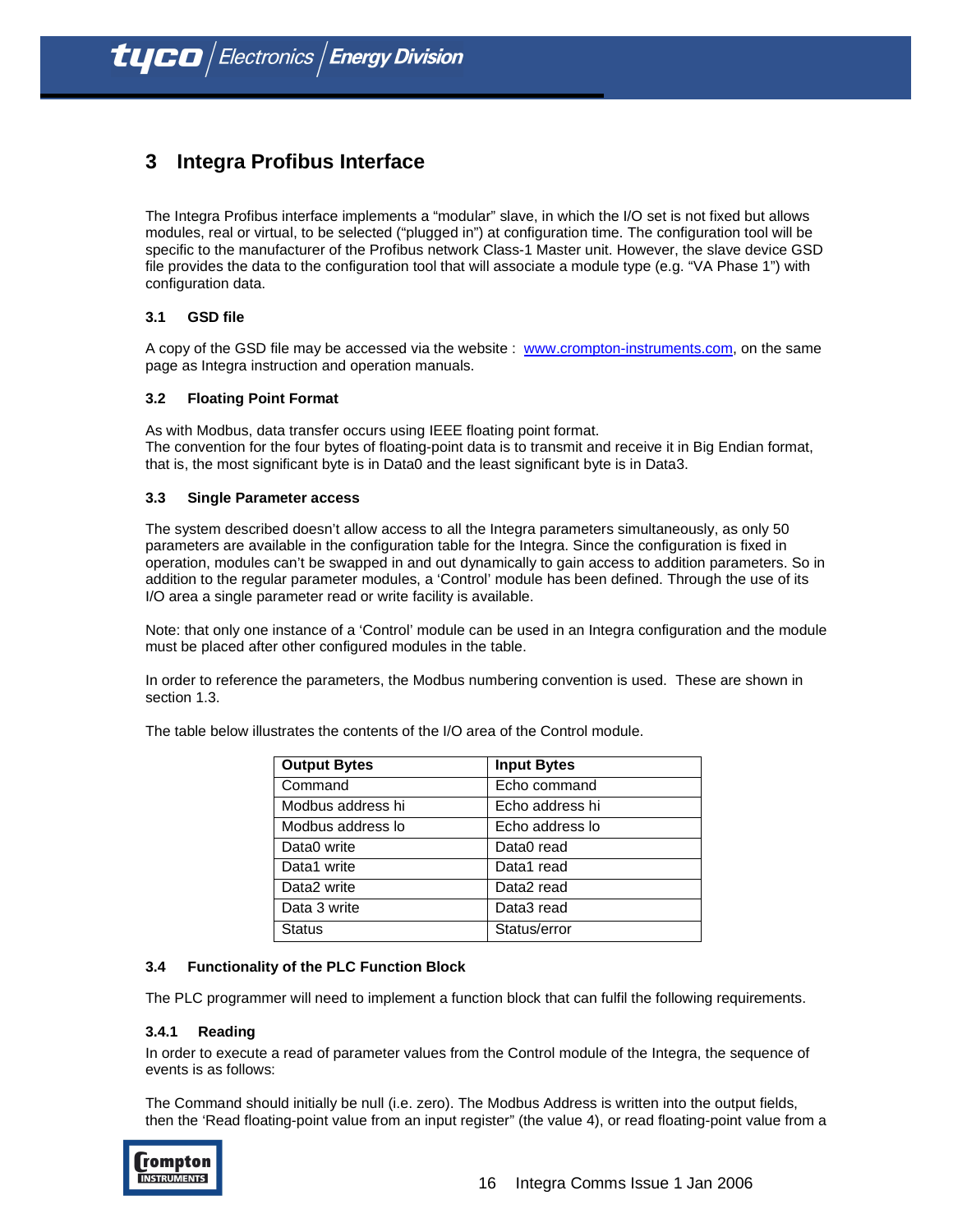## 3 Integra Profibus Interface

The Integra Profibus interface implements a “modular” slave, in which the I/O set is not fixed but allows modules, real or virtual, to be selected (“plugged in”) at configuration time. The configuration tool will be specific to the manufacturer of the Profibus network Class-1 Master unit. However, the slave device GSD file provides the data to the configuration tool that will associate a module type (e.g. “VA Phase 1”) with configuration data.

### 3.1 GSD file

A copy of the GSD file may be accessed via the website : www.crompton-instruments.com, on the same page as Integra instruction and operation manuals.

### 3.2 Floating Point Format

As with Modbus, data transfer occurs using IEEE floating point format.
The convention for the four bytes of floating-point data is to transmit and receive it in Big Endian format, that is, the most significant byte is in Data0 and the least significant byte is in Data3.

### 3.3 Single Parameter access

The system described doesn’t allow access to all the Integra parameters simultaneously, as only 50 parameters are available in the configuration table for the Integra. Since the configuration is fixed in operation, modules can’t be swapped in and out dynamically to gain access to addition parameters. So in addition to the regular parameter modules, a ‘Control’ module has been defined. Through the use of its I/O area a single parameter read or write facility is available.

Note: that only one instance of a ‘Control’ module can be used in an Integra configuration and the module must be placed after other configured modules in the table.

In order to reference the parameters, the Modbus numbering convention is used. These are shown in section 1.3.

The table below illustrates the contents of the I/O area of the Control module.

| Output Bytes | Input Bytes |
|---|---|
| Command | Echo command |
| Modbus address hi | Echo address hi |
| Modbus address lo | Echo address lo |
| Data0 write | Data0 read |
| Data1 write | Data1 read |
| Data2 write | Data2 read |
| Data 3 write | Data3 read |
| Status | Status/error |

### 3.4 Functionality of the PLC Function Block

The PLC programmer will need to implement a function block that can fulfil the following requirements.

#### 3.4.1 Reading

In order to execute a read of parameter values from the Control module of the Integra, the sequence of events is as follows:

The Command should initially be null (i.e. zero). The Modbus Address is written into the output fields, then the ‘Read floating-point value from an input register” (the value 4), or read floating-point value from a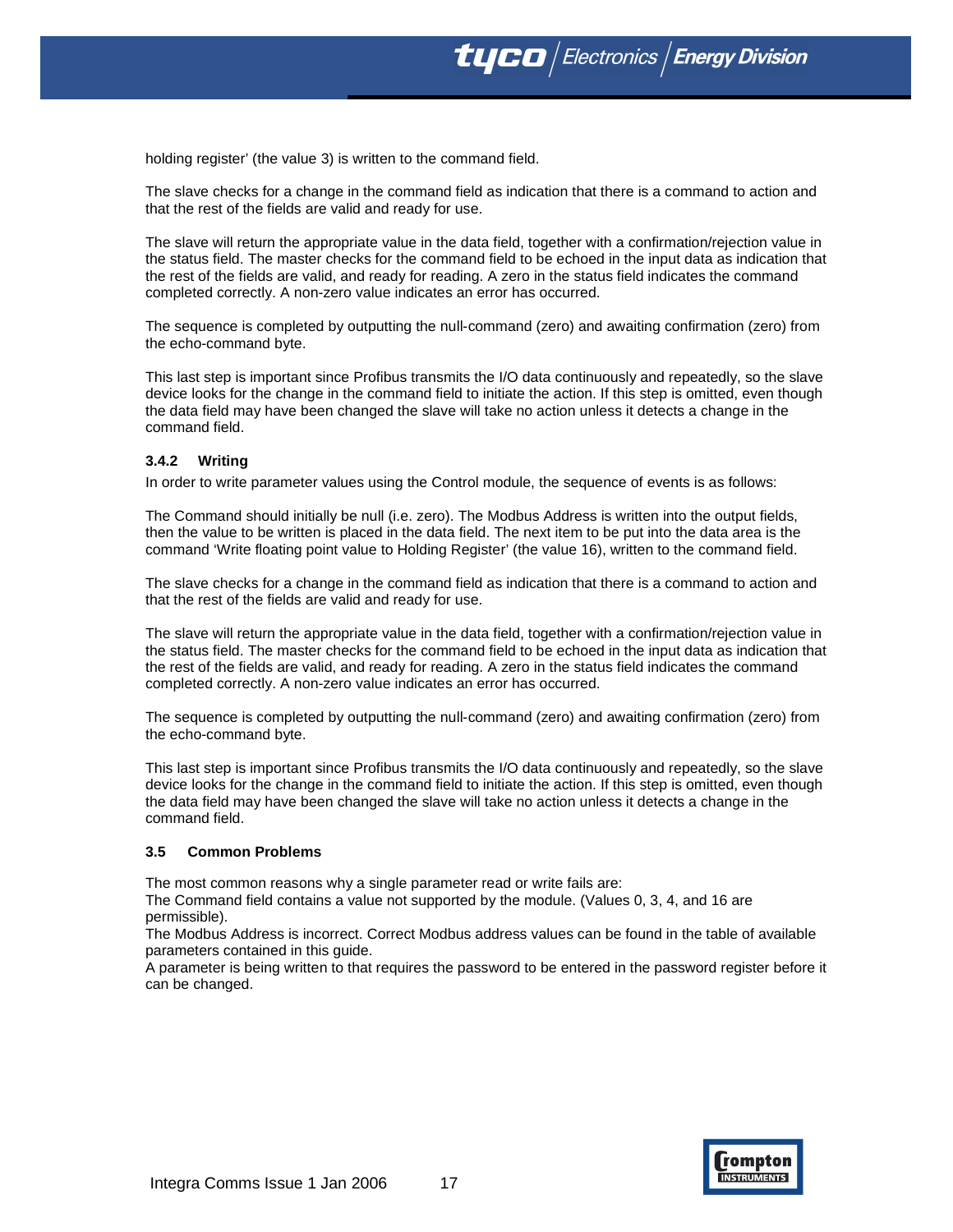holding register' (the value 3) is written to the command field.

The slave checks for a change in the command field as indication that there is a command to action and that the rest of the fields are valid and ready for use.

The slave will return the appropriate value in the data field, together with a confirmation/rejection value in the status field. The master checks for the command field to be echoed in the input data as indication that the rest of the fields are valid, and ready for reading. A zero in the status field indicates the command completed correctly. A non-zero value indicates an error has occurred.

The sequence is completed by outputting the null-command (zero) and awaiting confirmation (zero) from the echo-command byte.

This last step is important since Profibus transmits the I/O data continuously and repeatedly, so the slave device looks for the change in the command field to initiate the action. If this step is omitted, even though the data field may have been changed the slave will take no action unless it detects a change in the command field.

### 3.4.2 Writing

In order to write parameter values using the Control module, the sequence of events is as follows:

The Command should initially be null (i.e. zero). The Modbus Address is written into the output fields, then the value to be written is placed in the data field. The next item to be put into the data area is the command 'Write floating point value to Holding Register' (the value 16), written to the command field.

The slave checks for a change in the command field as indication that there is a command to action and that the rest of the fields are valid and ready for use.

The slave will return the appropriate value in the data field, together with a confirmation/rejection value in the status field. The master checks for the command field to be echoed in the input data as indication that the rest of the fields are valid, and ready for reading. A zero in the status field indicates the command completed correctly. A non-zero value indicates an error has occurred.

The sequence is completed by outputting the null-command (zero) and awaiting confirmation (zero) from the echo-command byte.

This last step is important since Profibus transmits the I/O data continuously and repeatedly, so the slave device looks for the change in the command field to initiate the action. If this step is omitted, even though the data field may have been changed the slave will take no action unless it detects a change in the command field.

## 3.5 Common Problems

The most common reasons why a single parameter read or write fails are:

The Command field contains a value not supported by the module. (Values 0, 3, 4, and 16 are permissible).

The Modbus Address is incorrect. Correct Modbus address values can be found in the table of available parameters contained in this guide.

A parameter is being written to that requires the password to be entered in the password register before it can be changed.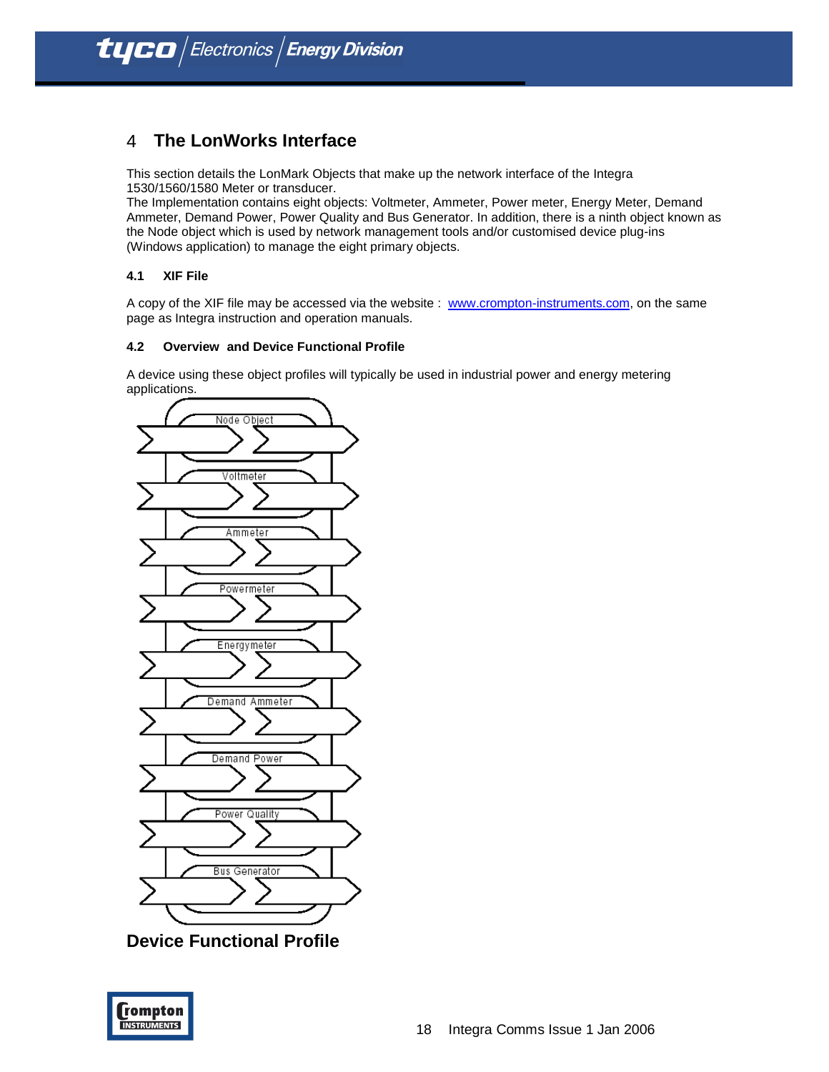# 4 The LonWorks Interface

This section details the LonMark Objects that make up the network interface of the Integra 1530/1560/1580 Meter or transducer.
The Implementation contains eight objects: Voltmeter, Ammeter, Power meter, Energy Meter, Demand Ammeter, Demand Power, Power Quality and Bus Generator. In addition, there is a ninth object known as the Node object which is used by network management tools and/or customised device plug-ins (Windows application) to manage the eight primary objects.

### 4.1 XIF File

A copy of the XIF file may be accessed via the website : [www.crompton-instruments.com](www.crompton-instruments.com), on the same page as Integra instruction and operation manuals.

### 4.2 Overview and Device Functional Profile

A device using these object profiles will typically be used in industrial power and energy metering applications.

Node Object

Voltmeter

Ammeter

Powermeter

Energymeter

Demand Ammeter

Demand Power

Power Quality

Bus Generator

**Device Functional Profile**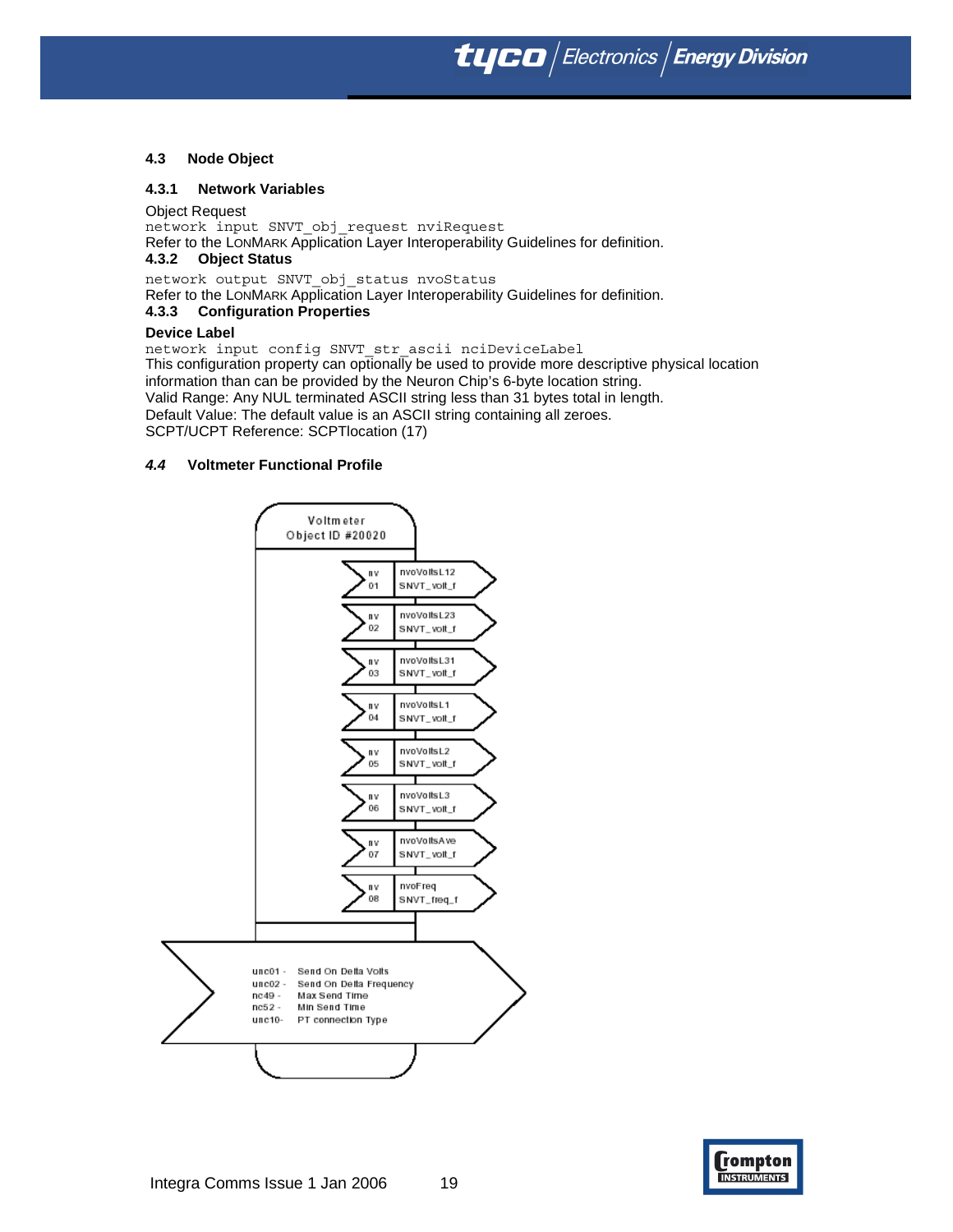### 4.3 Node Object

#### 4.3.1 Network Variables

Object Request

```
network input SNVT_obj_request nviRequest
```

Refer to the LONMARK Application Layer Interoperability Guidelines for definition.

#### 4.3.2 Object Status

```
network output SNVT_obj_status nvoStatus
```

Refer to the LONMARK Application Layer Interoperability Guidelines for definition.

#### 4.3.3 Configuration Properties

**Device Label**

```
network input config SNVT_str_ascii nciDeviceLabel
```

This configuration property can optionally be used to provide more descriptive physical location information than can be provided by the Neuron Chip's 6-byte location string.
Valid Range: Any NUL terminated ASCII string less than 31 bytes total in length.
Default Value: The default value is an ASCII string containing all zeroes.
SCPT/UCPT Reference: SCPTlocation (17)

### *4.4* Voltmeter Functional Profile

Voltmeter
Object ID #20020

| nv | Name | Type |
|---|---|---|
| 01 | nvoVoltsL12 | SNVT_volt_f |
| 02 | nvoVoltsL23 | SNVT_volt_f |
| 03 | nvoVoltsL31 | SNVT_volt_f |
| 04 | nvoVoltsL1 | SNVT_volt_f |
| 05 | nvoVoltsL2 | SNVT_volt_f |
| 06 | nvoVoltsL3 | SNVT_volt_f |
| 07 | nvoVoltsAve | SNVT_volt_f |
| 08 | nvoFreq | SNVT_freq_f |

unc01 - Send On Delta Volts
unc02 - Send On Delta Frequency
nc49 - Max Send Time
nc52 - Min Send Time
unc10- PT connection Type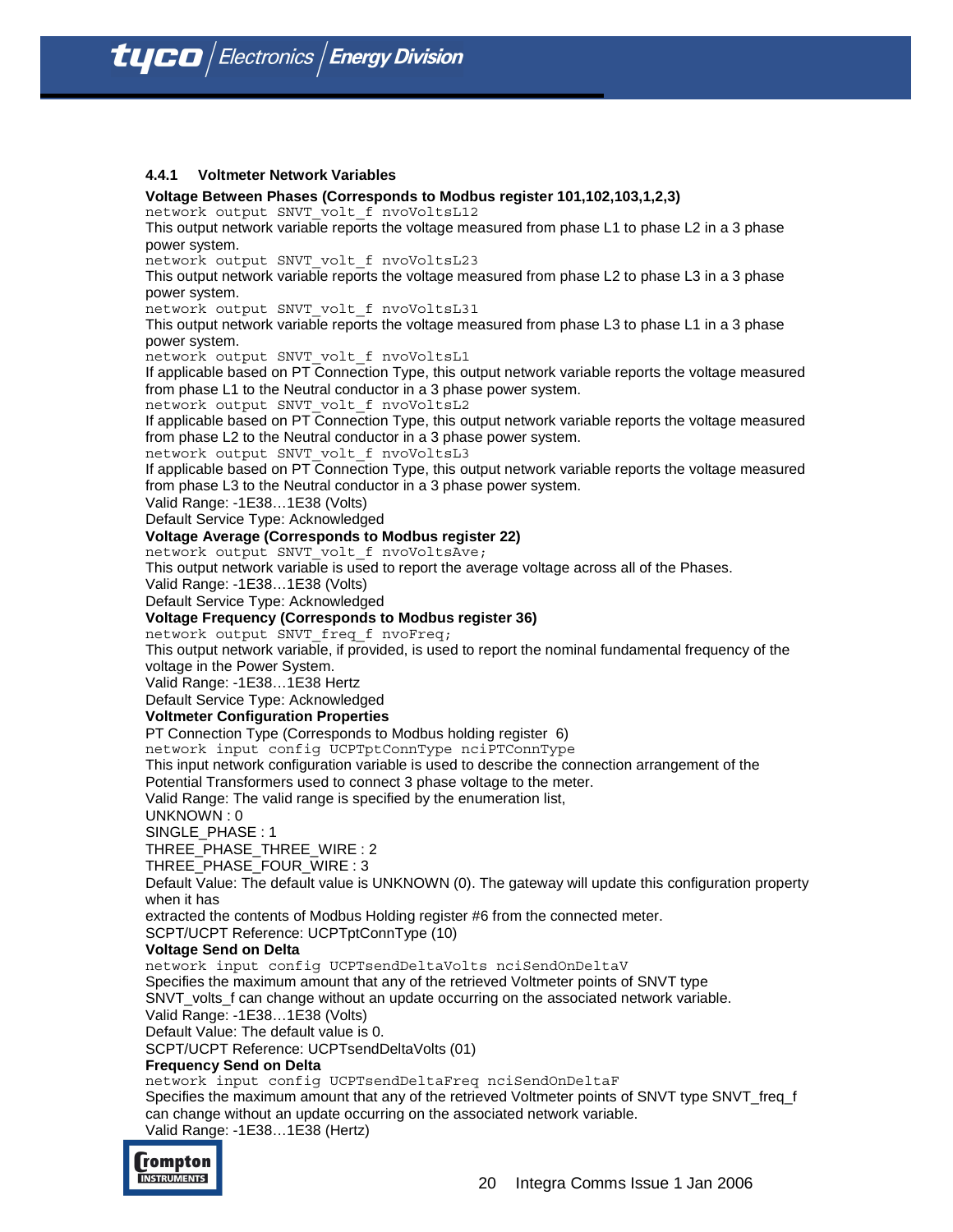### 4.4.1 Voltmeter Network Variables

**Voltage Between Phases (Corresponds to Modbus register 101,102,103,1,2,3)**

`network output SNVT_volt_f nvoVoltsL12`

This output network variable reports the voltage measured from phase L1 to phase L2 in a 3 phase power system.

`network output SNVT_volt_f nvoVoltsL23`

This output network variable reports the voltage measured from phase L2 to phase L3 in a 3 phase power system.

`network output SNVT_volt_f nvoVoltsL31`

This output network variable reports the voltage measured from phase L3 to phase L1 in a 3 phase power system.

`network output SNVT_volt_f nvoVoltsL1`

If applicable based on PT Connection Type, this output network variable reports the voltage measured from phase L1 to the Neutral conductor in a 3 phase power system.

`network output SNVT_volt_f nvoVoltsL2`

If applicable based on PT Connection Type, this output network variable reports the voltage measured from phase L2 to the Neutral conductor in a 3 phase power system.

`network output SNVT_volt_f nvoVoltsL3`

If applicable based on PT Connection Type, this output network variable reports the voltage measured from phase L3 to the Neutral conductor in a 3 phase power system.

Valid Range: -1E38…1E38 (Volts)

Default Service Type: Acknowledged

**Voltage Average (Corresponds to Modbus register 22)**

`network output SNVT_volt_f nvoVoltsAve;`

This output network variable is used to report the average voltage across all of the Phases.

Valid Range: -1E38…1E38 (Volts)

Default Service Type: Acknowledged

**Voltage Frequency (Corresponds to Modbus register 36)**

`network output SNVT_freq_f nvoFreq;`

This output network variable, if provided, is used to report the nominal fundamental frequency of the voltage in the Power System.

Valid Range: -1E38…1E38 Hertz

Default Service Type: Acknowledged

**Voltmeter Configuration Properties**

PT Connection Type (Corresponds to Modbus holding register 6)

`network input config UCPTptConnType nciPTConnType`

This input network configuration variable is used to describe the connection arrangement of the Potential Transformers used to connect 3 phase voltage to the meter.

Valid Range: The valid range is specified by the enumeration list,

UNKNOWN : 0

SINGLE_PHASE : 1

THREE_PHASE_THREE_WIRE : 2

THREE_PHASE_FOUR_WIRE : 3

Default Value: The default value is UNKNOWN (0). The gateway will update this configuration property when it has

extracted the contents of Modbus Holding register #6 from the connected meter.

SCPT/UCPT Reference: UCPTptConnType (10)

**Voltage Send on Delta**

`network input config UCPTsendDeltaVolts nciSendOnDeltaV`

Specifies the maximum amount that any of the retrieved Voltmeter points of SNVT type SNVT_volts_f can change without an update occurring on the associated network variable.

Valid Range: -1E38…1E38 (Volts)

Default Value: The default value is 0.

SCPT/UCPT Reference: UCPTsendDeltaVolts (01)

**Frequency Send on Delta**

`network input config UCPTsendDeltaFreq nciSendOnDeltaF`

Specifies the maximum amount that any of the retrieved Voltmeter points of SNVT type SNVT_freq_f can change without an update occurring on the associated network variable.

Valid Range: -1E38…1E38 (Hertz)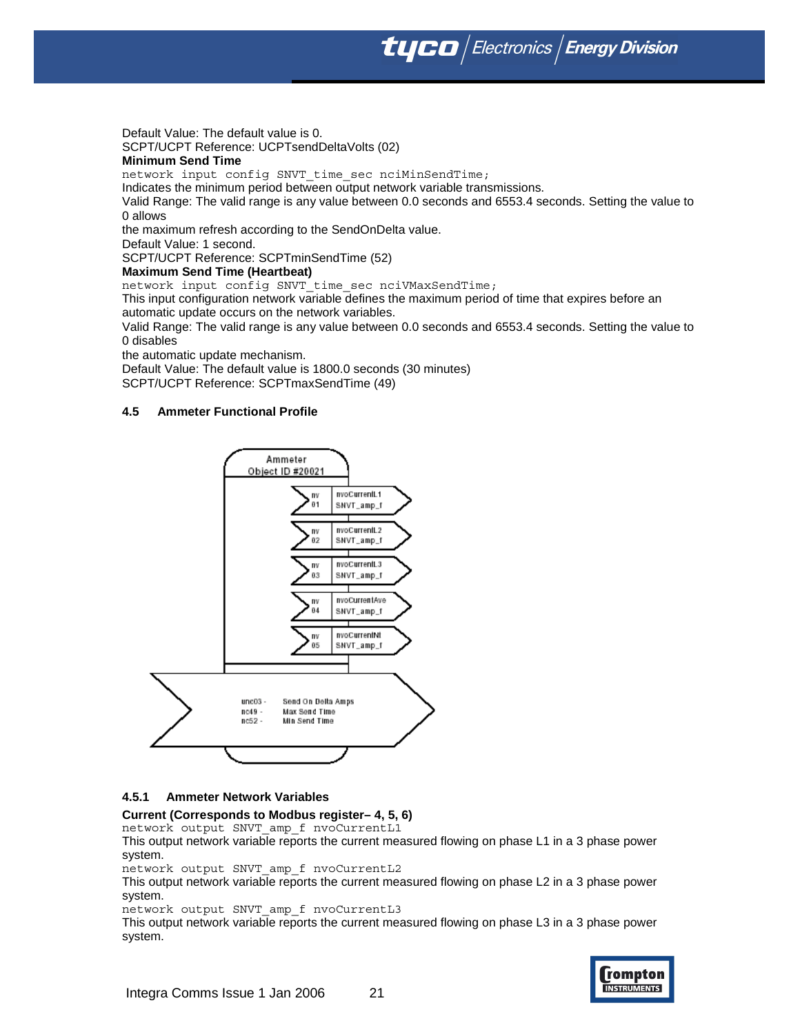Default Value: The default value is 0.
SCPT/UCPT Reference: UCPTsendDeltaVolts (02)

**Minimum Send Time**

`network input config SNVT_time_sec nciMinSendTime;`

Indicates the minimum period between output network variable transmissions.

Valid Range: The valid range is any value between 0.0 seconds and 6553.4 seconds. Setting the value to 0 allows
the maximum refresh according to the SendOnDelta value.

Default Value: 1 second.

SCPT/UCPT Reference: SCPTminSendTime (52)

**Maximum Send Time (Heartbeat)**

`network input config SNVT_time_sec nciVMaxSendTime;`

This input configuration network variable defines the maximum period of time that expires before an automatic update occurs on the network variables.

Valid Range: The valid range is any value between 0.0 seconds and 6553.4 seconds. Setting the value to 0 disables
the automatic update mechanism.

Default Value: The default value is 1800.0 seconds (30 minutes)

SCPT/UCPT Reference: SCPTmaxSendTime (49)

### 4.5 Ammeter Functional Profile

Ammeter
Object ID #20021

| nv | Name | Type |
|---|---|---|
| nv 01 | nvoCurrentL1 | SNVT_amp_f |
| nv 02 | nvoCurrentL2 | SNVT_amp_f |
| nv 03 | nvoCurrentL3 | SNVT_amp_f |
| nv 04 | nvoCurrentAve | SNVT_amp_f |
| nv 05 | nvoCurrentN1 | SNVT_amp_f |

unc03 - Send On Delta Amps
nc49 - Max Send Time
nc52 - Min Send Time

#### 4.5.1 Ammeter Network Variables

**Current (Corresponds to Modbus register– 4, 5, 6)**

`network output SNVT_amp_f nvoCurrentL1`

This output network variable reports the current measured flowing on phase L1 in a 3 phase power system.

`network output SNVT_amp_f nvoCurrentL2`

This output network variable reports the current measured flowing on phase L2 in a 3 phase power system.

`network output SNVT_amp_f nvoCurrentL3`

This output network variable reports the current measured flowing on phase L3 in a 3 phase power system.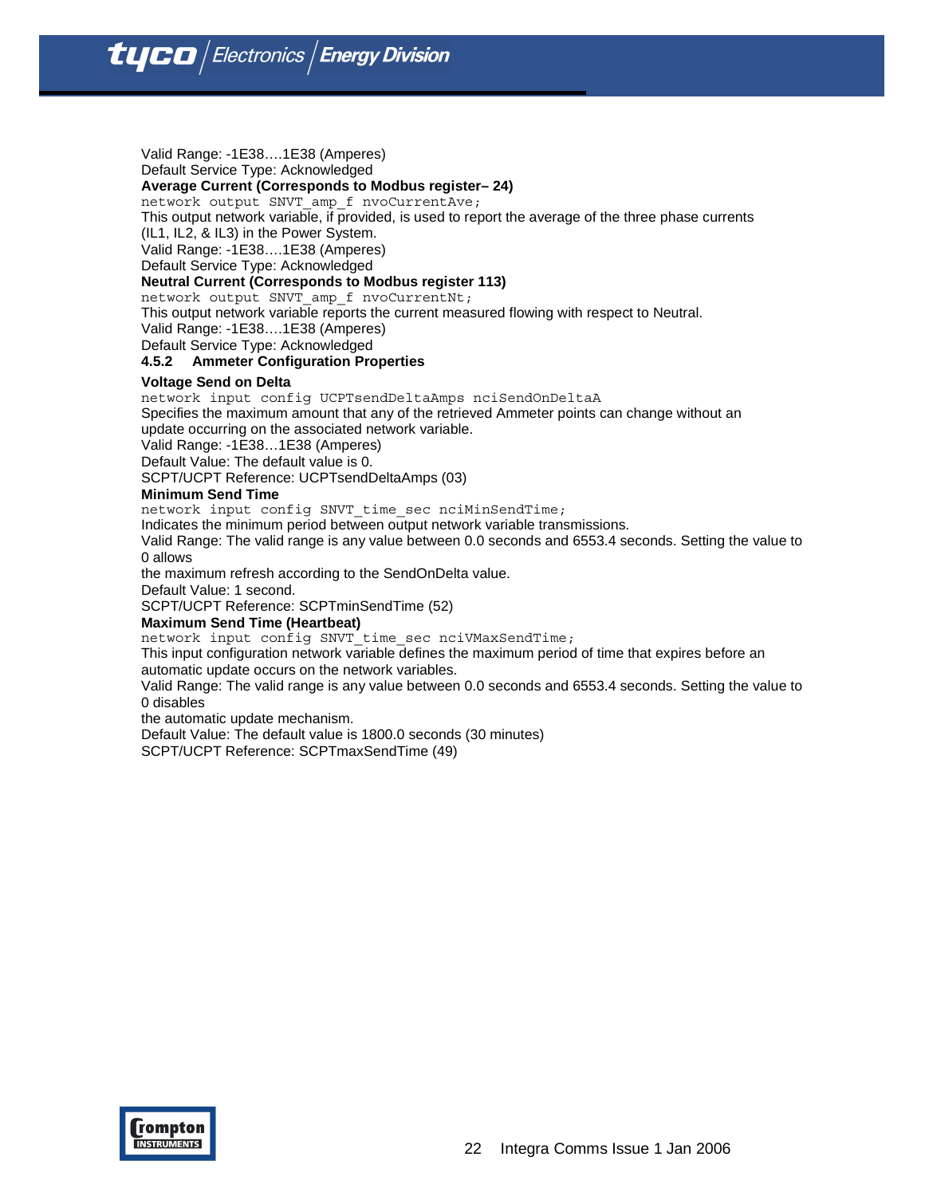Valid Range: -1E38….1E38 (Amperes)
Default Service Type: Acknowledged

**Average Current (Corresponds to Modbus register– 24)**

```
network output SNVT_amp_f nvoCurrentAve;
```

This output network variable, if provided, is used to report the average of the three phase currents (IL1, IL2, & IL3) in the Power System.
Valid Range: -1E38….1E38 (Amperes)
Default Service Type: Acknowledged

**Neutral Current (Corresponds to Modbus register 113)**

```
network output SNVT_amp_f nvoCurrentNt;
```

This output network variable reports the current measured flowing with respect to Neutral.
Valid Range: -1E38….1E38 (Amperes)
Default Service Type: Acknowledged

### 4.5.2 Ammeter Configuration Properties

**Voltage Send on Delta**

```
network input config UCPTsendDeltaAmps nciSendOnDeltaA
```

Specifies the maximum amount that any of the retrieved Ammeter points can change without an update occurring on the associated network variable.
Valid Range: -1E38…1E38 (Amperes)
Default Value: The default value is 0.
SCPT/UCPT Reference: UCPTsendDeltaAmps (03)

**Minimum Send Time**

```
network input config SNVT_time_sec nciMinSendTime;
```

Indicates the minimum period between output network variable transmissions.
Valid Range: The valid range is any value between 0.0 seconds and 6553.4 seconds. Setting the value to 0 allows
the maximum refresh according to the SendOnDelta value.
Default Value: 1 second.
SCPT/UCPT Reference: SCPTminSendTime (52)

**Maximum Send Time (Heartbeat)**

```
network input config SNVT_time_sec nciVMaxSendTime;
```

This input configuration network variable defines the maximum period of time that expires before an automatic update occurs on the network variables.
Valid Range: The valid range is any value between 0.0 seconds and 6553.4 seconds. Setting the value to 0 disables
the automatic update mechanism.
Default Value: The default value is 1800.0 seconds (30 minutes)
SCPT/UCPT Reference: SCPTmaxSendTime (49)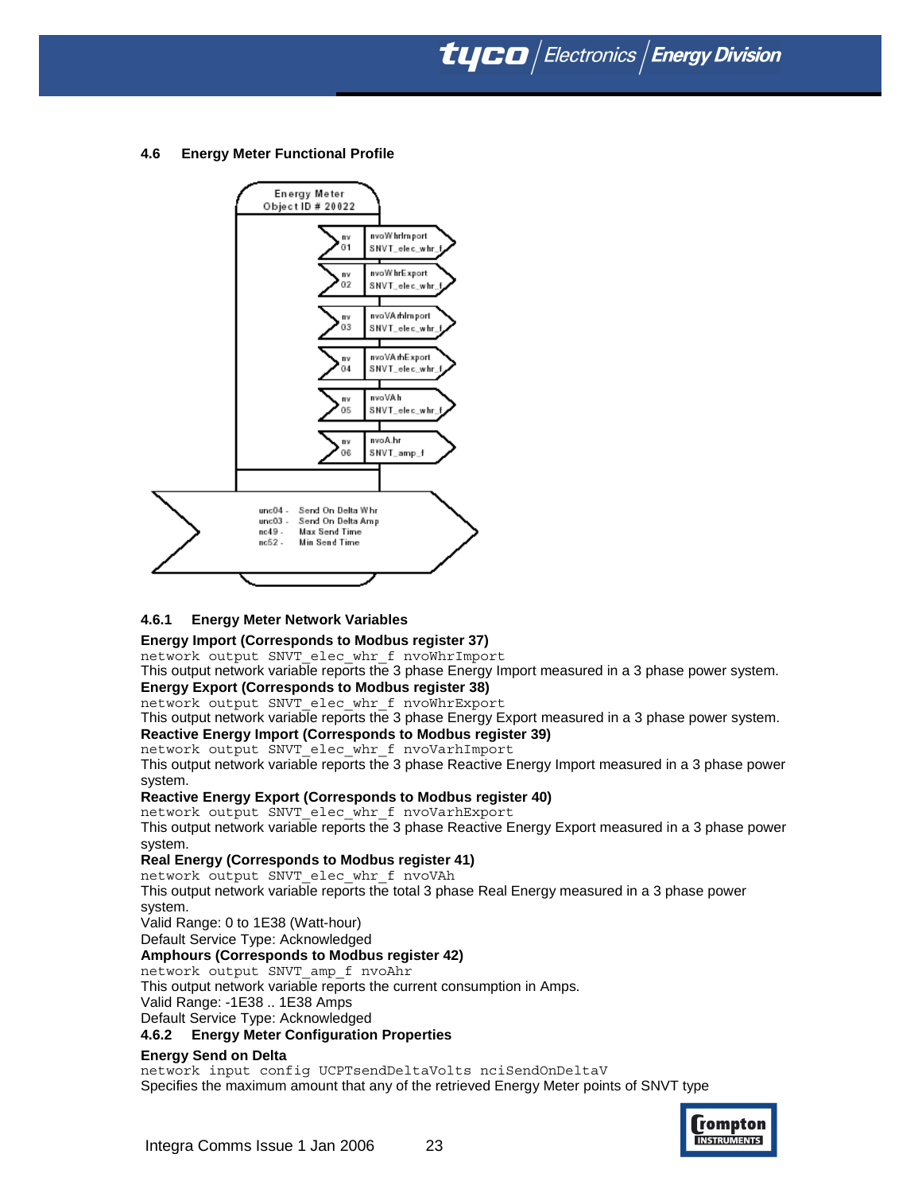### 4.6 Energy Meter Functional Profile

Energy Meter
Object ID # 20022

nv 01 nvoWhrImport SNVT_elec_whr_f
nv 02 nvoWhrExport SNVT_elec_whr_f
nv 03 nvoVArhImport SNVT_elec_whr_f
nv 04 nvoVArhExport SNVT_elec_whr_f
nv 05 nvoVAh SNVT_elec_whr_f
nv 06 nvoA.hr SNVT_amp_f

unc04 - Send On Delta Whr
unc03 - Send On Delta Amp
nc49 - Max Send Time
nc52 - Min Send Time

#### 4.6.1 Energy Meter Network Variables

**Energy Import (Corresponds to Modbus register 37)**

`network output SNVT_elec_whr_f nvoWhrImport`

This output network variable reports the 3 phase Energy Import measured in a 3 phase power system.

**Energy Export (Corresponds to Modbus register 38)**

`network output SNVT_elec_whr_f nvoWhrExport`

This output network variable reports the 3 phase Energy Export measured in a 3 phase power system.

**Reactive Energy Import (Corresponds to Modbus register 39)**

`network output SNVT_elec_whr_f nvoVarhImport`

This output network variable reports the 3 phase Reactive Energy Import measured in a 3 phase power system.

**Reactive Energy Export (Corresponds to Modbus register 40)**

`network output SNVT_elec_whr_f nvoVarhExport`

This output network variable reports the 3 phase Reactive Energy Export measured in a 3 phase power system.

**Real Energy (Corresponds to Modbus register 41)**

`network output SNVT_elec_whr_f nvoVAh`

This output network variable reports the total 3 phase Real Energy measured in a 3 phase power system.

Valid Range: 0 to 1E38 (Watt-hour)

Default Service Type: Acknowledged

**Amphours (Corresponds to Modbus register 42)**

`network output SNVT_amp_f nvoAhr`

This output network variable reports the current consumption in Amps.

Valid Range: -1E38 .. 1E38 Amps

Default Service Type: Acknowledged

#### 4.6.2 Energy Meter Configuration Properties

**Energy Send on Delta**

`network input config UCPTsendDeltaVolts nciSendOnDeltaV`

Specifies the maximum amount that any of the retrieved Energy Meter points of SNVT type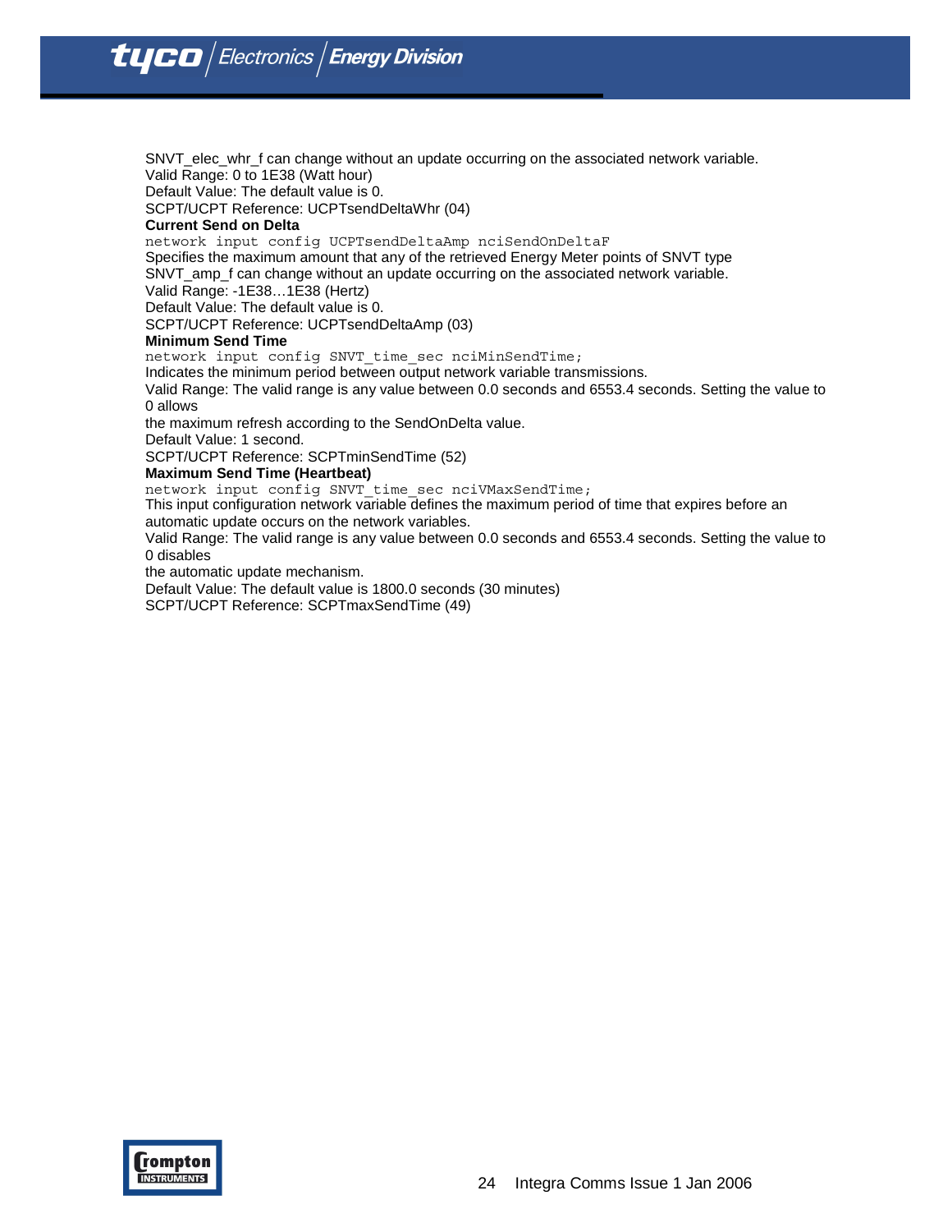SNVT_elec_whr_f can change without an update occurring on the associated network variable.
Valid Range: 0 to 1E38 (Watt hour)
Default Value: The default value is 0.
SCPT/UCPT Reference: UCPTsendDeltaWhr (04)

**Current Send on Delta**

```
network input config UCPTsendDeltaAmp nciSendOnDeltaF
```

Specifies the maximum amount that any of the retrieved Energy Meter points of SNVT type SNVT_amp_f can change without an update occurring on the associated network variable.
Valid Range: -1E38…1E38 (Hertz)
Default Value: The default value is 0.
SCPT/UCPT Reference: UCPTsendDeltaAmp (03)

**Minimum Send Time**

```
network input config SNVT_time_sec nciMinSendTime;
```

Indicates the minimum period between output network variable transmissions.
Valid Range: The valid range is any value between 0.0 seconds and 6553.4 seconds. Setting the value to 0 allows
the maximum refresh according to the SendOnDelta value.
Default Value: 1 second.
SCPT/UCPT Reference: SCPTminSendTime (52)

**Maximum Send Time (Heartbeat)**

```
network input config SNVT_time_sec nciVMaxSendTime;
```

This input configuration network variable defines the maximum period of time that expires before an automatic update occurs on the network variables.
Valid Range: The valid range is any value between 0.0 seconds and 6553.4 seconds. Setting the value to 0 disables
the automatic update mechanism.
Default Value: The default value is 1800.0 seconds (30 minutes)
SCPT/UCPT Reference: SCPTmaxSendTime (49)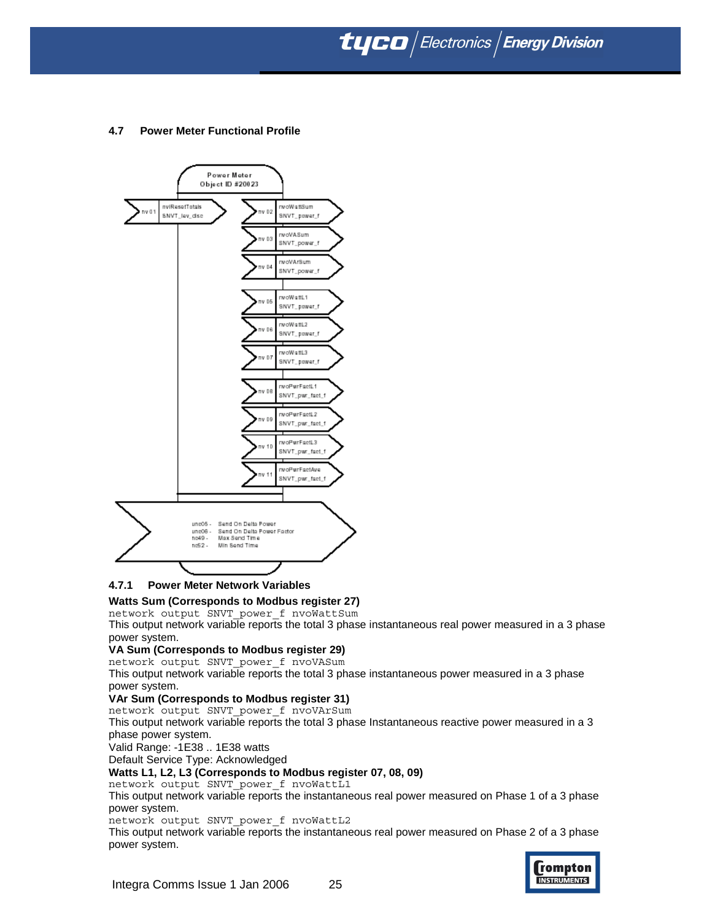### 4.7 Power Meter Functional Profile

Power Meter
Object ID #20023

| nv | Name | Type |
|---|---|---|
| nv 01 | nviResetTotals | SNVT_lev_disc |
| nv 02 | nvoWattSum | SNVT_power_f |
| nv 03 | nvoVASum | SNVT_power_f |
| nv 04 | nvoVArSum | SNVT_power_f |
| nv 05 | nvoWattL1 | SNVT_power_f |
| nv 06 | nvoWattL2 | SNVT_power_f |
| nv 07 | nvoWattL3 | SNVT_power_f |
| nv 08 | nvoPwrFactL1 | SNVT_pwr_fact_f |
| nv 09 | nvoPwrFactL2 | SNVT_pwr_fact_f |
| nv 10 | nvoPwrFactL3 | SNVT_pwr_fact_f |
| nv 11 | nvoPwrFactAve | SNVT_pwr_fact_f |

unc05 - Send On Delta Power
unc06 - Send On Delta Power Factor
nc49 - Max Send Time
nc52 - Min Send Time

#### 4.7.1 Power Meter Network Variables

**Watts Sum (Corresponds to Modbus register 27)**

`network output SNVT_power_f nvoWattSum`

This output network variable reports the total 3 phase instantaneous real power measured in a 3 phase power system.

**VA Sum (Corresponds to Modbus register 29)**

`network output SNVT_power_f nvoVASum`

This output network variable reports the total 3 phase instantaneous power measured in a 3 phase power system.

**VAr Sum (Corresponds to Modbus register 31)**

`network output SNVT_power_f nvoVArSum`

This output network variable reports the total 3 phase Instantaneous reactive power measured in a 3 phase power system.

Valid Range: -1E38 .. 1E38 watts

Default Service Type: Acknowledged

**Watts L1, L2, L3 (Corresponds to Modbus register 07, 08, 09)**

`network output SNVT_power_f nvoWattL1`

This output network variable reports the instantaneous real power measured on Phase 1 of a 3 phase power system.

`network output SNVT_power_f nvoWattL2`

This output network variable reports the instantaneous real power measured on Phase 2 of a 3 phase power system.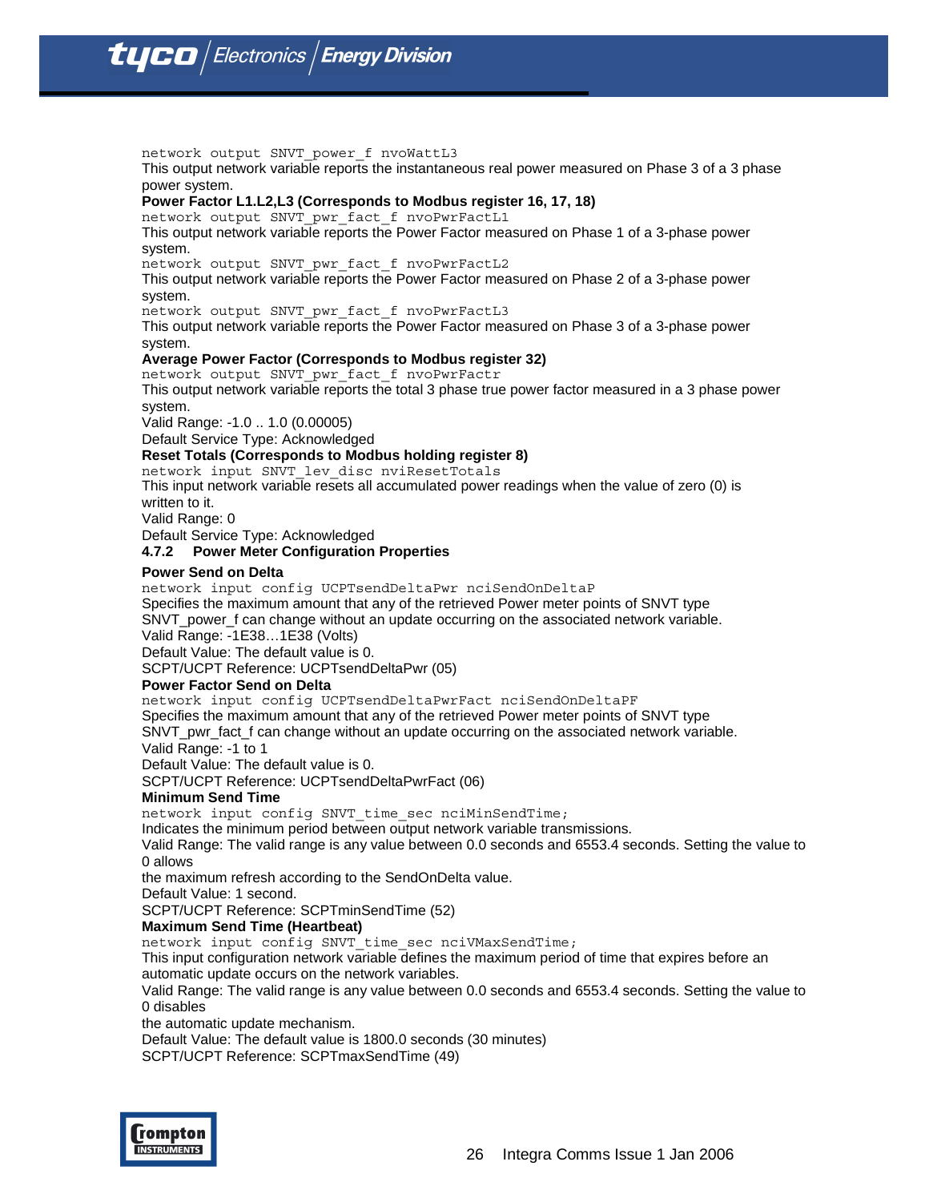network output SNVT_power_f nvoWattL3

This output network variable reports the instantaneous real power measured on Phase 3 of a 3 phase power system.

**Power Factor L1.L2,L3 (Corresponds to Modbus register 16, 17, 18)**

network output SNVT_pwr_fact_f nvoPwrFactL1

This output network variable reports the Power Factor measured on Phase 1 of a 3-phase power system.

network output SNVT_pwr_fact_f nvoPwrFactL2

This output network variable reports the Power Factor measured on Phase 2 of a 3-phase power system.

network output SNVT_pwr_fact_f nvoPwrFactL3

This output network variable reports the Power Factor measured on Phase 3 of a 3-phase power system.

**Average Power Factor (Corresponds to Modbus register 32)**

network output SNVT_pwr_fact_f nvoPwrFactr

This output network variable reports the total 3 phase true power factor measured in a 3 phase power system.

Valid Range: -1.0 .. 1.0 (0.00005)

Default Service Type: Acknowledged

**Reset Totals (Corresponds to Modbus holding register 8)**

network input SNVT_lev_disc nviResetTotals

This input network variable resets all accumulated power readings when the value of zero (0) is written to it.

Valid Range: 0

Default Service Type: Acknowledged

### 4.7.2 Power Meter Configuration Properties

**Power Send on Delta**

network input config UCPTsendDeltaPwr nciSendOnDeltaP

Specifies the maximum amount that any of the retrieved Power meter points of SNVT type SNVT_power_f can change without an update occurring on the associated network variable.

Valid Range: -1E38…1E38 (Volts)

Default Value: The default value is 0.

SCPT/UCPT Reference: UCPTsendDeltaPwr (05)

**Power Factor Send on Delta**

network input config UCPTsendDeltaPwrFact nciSendOnDeltaPF

Specifies the maximum amount that any of the retrieved Power meter points of SNVT type SNVT_pwr_fact_f can change without an update occurring on the associated network variable.

Valid Range: -1 to 1

Default Value: The default value is 0.

SCPT/UCPT Reference: UCPTsendDeltaPwrFact (06)

**Minimum Send Time**

network input config SNVT_time_sec nciMinSendTime;

Indicates the minimum period between output network variable transmissions.

Valid Range: The valid range is any value between 0.0 seconds and 6553.4 seconds. Setting the value to 0 allows
the maximum refresh according to the SendOnDelta value.

Default Value: 1 second.

SCPT/UCPT Reference: SCPTminSendTime (52)

**Maximum Send Time (Heartbeat)**

network input config SNVT_time_sec nciVMaxSendTime;

This input configuration network variable defines the maximum period of time that expires before an automatic update occurs on the network variables.

Valid Range: The valid range is any value between 0.0 seconds and 6553.4 seconds. Setting the value to 0 disables
the automatic update mechanism.

Default Value: The default value is 1800.0 seconds (30 minutes)

SCPT/UCPT Reference: SCPTmaxSendTime (49)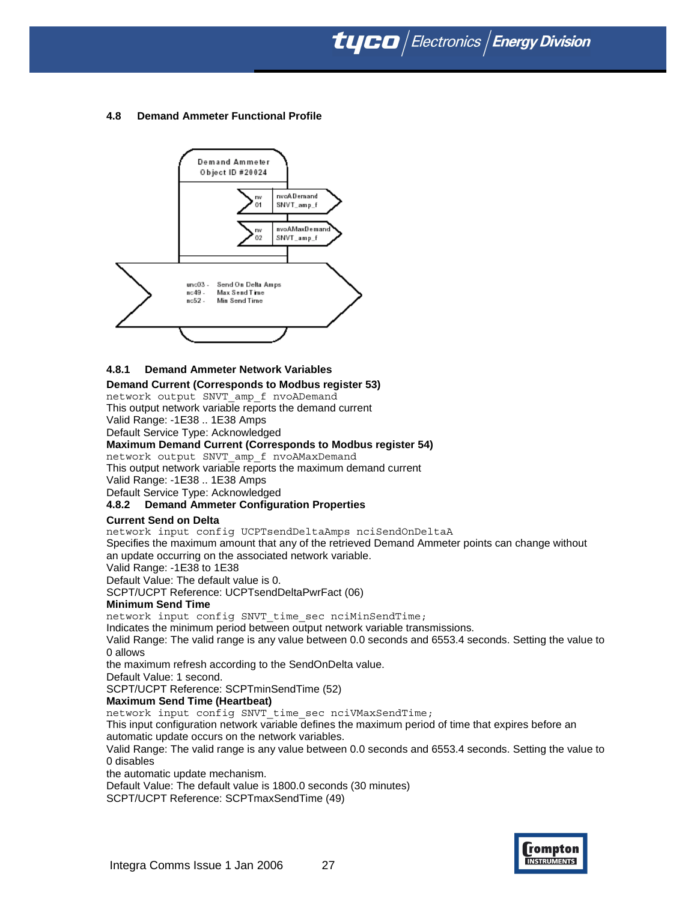## 4.8 Demand Ammeter Functional Profile

Demand Ammeter
Object ID #20024

nv 01 nvoADemand SNVT_amp_f

nv 02 nvoAMaxDemand SNVT_amp_f

unc03 - Send On Delta Amps
nc49 - Max Send Time
nc52 - Min Send Time

### 4.8.1 Demand Ammeter Network Variables

**Demand Current (Corresponds to Modbus register 53)**

`network output SNVT_amp_f nvoADemand`

This output network variable reports the demand current
Valid Range: -1E38 .. 1E38 Amps
Default Service Type: Acknowledged

**Maximum Demand Current (Corresponds to Modbus register 54)**

`network output SNVT_amp_f nvoAMaxDemand`

This output network variable reports the maximum demand current
Valid Range: -1E38 .. 1E38 Amps
Default Service Type: Acknowledged

### 4.8.2 Demand Ammeter Configuration Properties

**Current Send on Delta**

`network input config UCPTsendDeltaAmps nciSendOnDeltaA`

Specifies the maximum amount that any of the retrieved Demand Ammeter points can change without an update occurring on the associated network variable.
Valid Range: -1E38 to 1E38
Default Value: The default value is 0.
SCPT/UCPT Reference: UCPTsendDeltaPwrFact (06)

**Minimum Send Time**

`network input config SNVT_time_sec nciMinSendTime;`

Indicates the minimum period between output network variable transmissions.
Valid Range: The valid range is any value between 0.0 seconds and 6553.4 seconds. Setting the value to 0 allows
the maximum refresh according to the SendOnDelta value.
Default Value: 1 second.
SCPT/UCPT Reference: SCPTminSendTime (52)

**Maximum Send Time (Heartbeat)**

`network input config SNVT_time_sec nciVMaxSendTime;`

This input configuration network variable defines the maximum period of time that expires before an automatic update occurs on the network variables.
Valid Range: The valid range is any value between 0.0 seconds and 6553.4 seconds. Setting the value to 0 disables
the automatic update mechanism.
Default Value: The default value is 1800.0 seconds (30 minutes)
SCPT/UCPT Reference: SCPTmaxSendTime (49)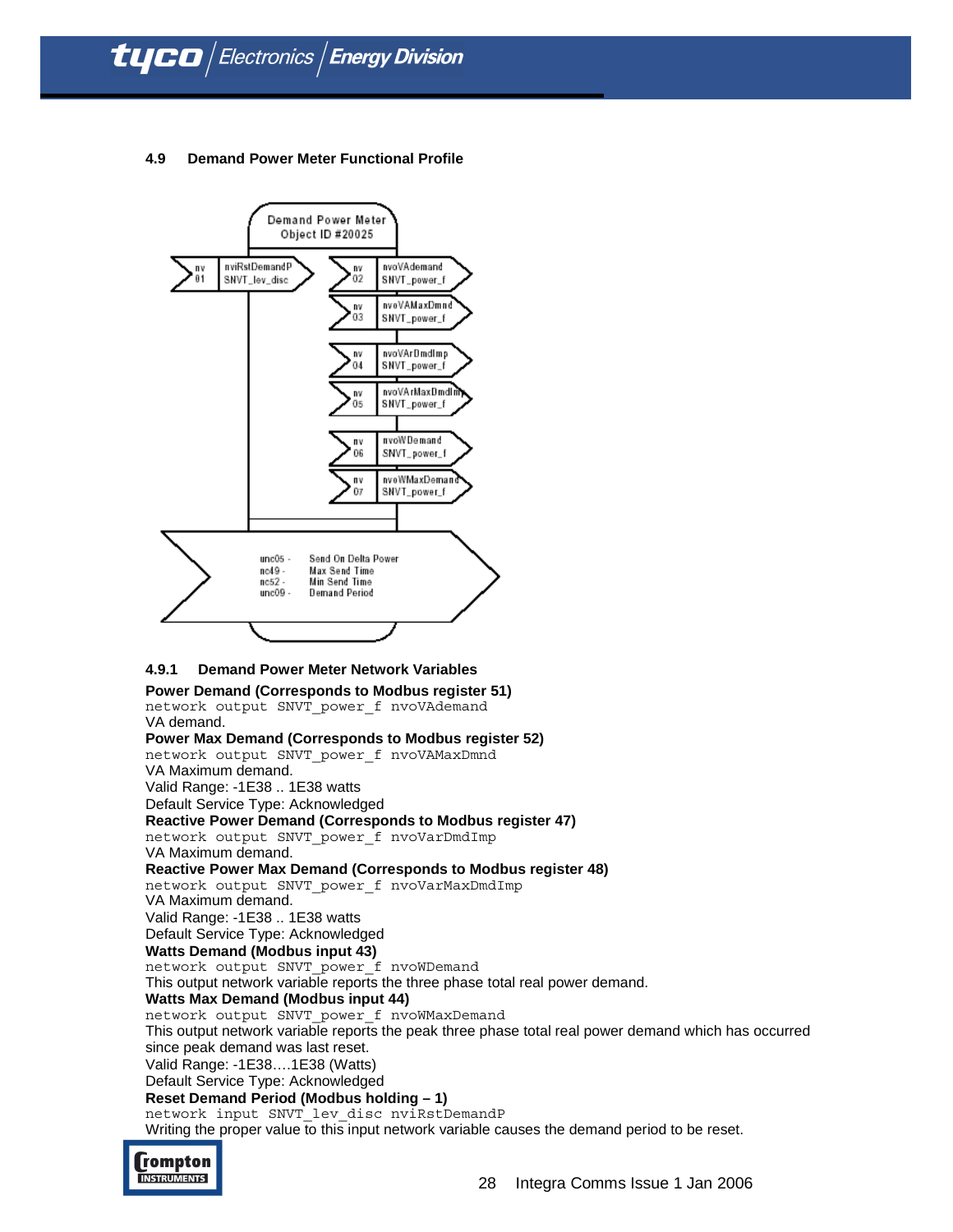### 4.9 Demand Power Meter Functional Profile

Demand Power Meter
Object ID #20025

nv 01 nviRstDemandP SNVT_lev_disc

nv 02 nvoVAdemand SNVT_power_f

nv 03 nvoVAMaxDmnd SNVT_power_f

nv 04 nvoVArDmdImp SNVT_power_f

nv 05 nvoVArMaxDmdImp SNVT_power_f

nv 06 nvoWDemand SNVT_power_f

nv 07 nvoWMaxDemand SNVT_power_f

unc05 - Send On Delta Power
nc49 - Max Send Time
nc52 - Min Send Time
unc09 - Demand Period

#### 4.9.1 Demand Power Meter Network Variables

**Power Demand (Corresponds to Modbus register 51)**
`network output SNVT_power_f nvoVAdemand`
VA demand.

**Power Max Demand (Corresponds to Modbus register 52)**
`network output SNVT_power_f nvoVAMaxDmnd`
VA Maximum demand.
Valid Range: -1E38 .. 1E38 watts
Default Service Type: Acknowledged

**Reactive Power Demand (Corresponds to Modbus register 47)**
`network output SNVT_power_f nvoVarDmdImp`
VA Maximum demand.

**Reactive Power Max Demand (Corresponds to Modbus register 48)**
`network output SNVT_power_f nvoVarMaxDmdImp`
VA Maximum demand.
Valid Range: -1E38 .. 1E38 watts
Default Service Type: Acknowledged

**Watts Demand (Modbus input 43)**
`network output SNVT_power_f nvoWDemand`
This output network variable reports the three phase total real power demand.

**Watts Max Demand (Modbus input 44)**
`network output SNVT_power_f nvoWMaxDemand`
This output network variable reports the peak three phase total real power demand which has occurred since peak demand was last reset.
Valid Range: -1E38….1E38 (Watts)
Default Service Type: Acknowledged

**Reset Demand Period (Modbus holding – 1)**
`network input SNVT_lev_disc nviRstDemandP`
Writing the proper value to this input network variable causes the demand period to be reset.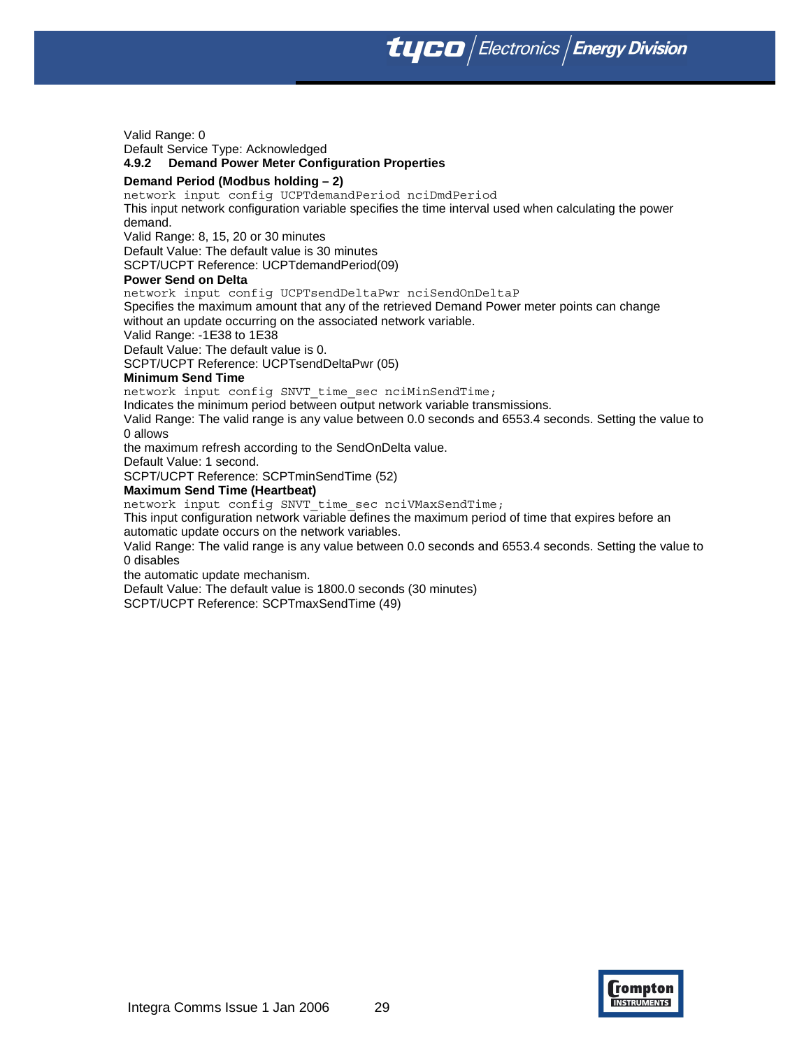Valid Range: 0
Default Service Type: Acknowledged

### 4.9.2 Demand Power Meter Configuration Properties

**Demand Period (Modbus holding – 2)**

```
network input config UCPTdemandPeriod nciDmdPeriod
```

This input network configuration variable specifies the time interval used when calculating the power demand.
Valid Range: 8, 15, 20 or 30 minutes
Default Value: The default value is 30 minutes
SCPT/UCPT Reference: UCPTdemandPeriod(09)

**Power Send on Delta**

```
network input config UCPTsendDeltaPwr nciSendOnDeltaP
```

Specifies the maximum amount that any of the retrieved Demand Power meter points can change without an update occurring on the associated network variable.
Valid Range: -1E38 to 1E38
Default Value: The default value is 0.
SCPT/UCPT Reference: UCPTsendDeltaPwr (05)

**Minimum Send Time**

```
network input config SNVT_time_sec nciMinSendTime;
```

Indicates the minimum period between output network variable transmissions.
Valid Range: The valid range is any value between 0.0 seconds and 6553.4 seconds. Setting the value to 0 allows
the maximum refresh according to the SendOnDelta value.
Default Value: 1 second.
SCPT/UCPT Reference: SCPTminSendTime (52)

**Maximum Send Time (Heartbeat)**

```
network input config SNVT_time_sec nciVMaxSendTime;
```

This input configuration network variable defines the maximum period of time that expires before an automatic update occurs on the network variables.
Valid Range: The valid range is any value between 0.0 seconds and 6553.4 seconds. Setting the value to 0 disables
the automatic update mechanism.
Default Value: The default value is 1800.0 seconds (30 minutes)
SCPT/UCPT Reference: SCPTmaxSendTime (49)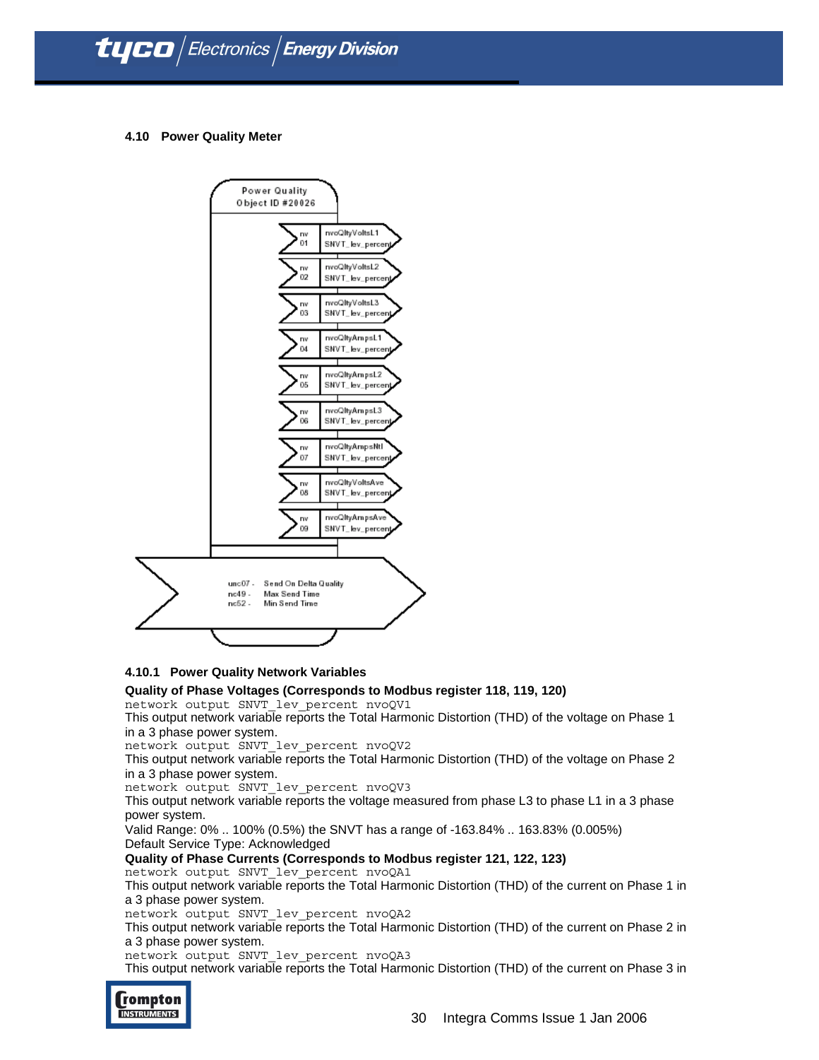### 4.10 Power Quality Meter

Power Quality
Object ID #20026

| nv | Name | Type |
|---|---|---|
| nv 01 | nvoQltyVoltsL1 | SNVT_lev_percent |
| nv 02 | nvoQltyVoltsL2 | SNVT_lev_percent |
| nv 03 | nvoQltyVoltsL3 | SNVT_lev_percent |
| nv 04 | nvoQltyAmpsL1 | SNVT_lev_percent |
| nv 05 | nvoQltyAmpsL2 | SNVT_lev_percent |
| nv 06 | nvoQltyAmpsL3 | SNVT_lev_percent |
| nv 07 | nvoQltyAmpsNtl | SNVT_lev_percent |
| nv 08 | nvoQltyVoltsAve | SNVT_lev_percent |
| nv 09 | nvoQltyAmpsAve | SNVT_lev_percent |

unc07 - Send On Delta Quality
nc49 - Max Send Time
nc52 - Min Send Time

#### 4.10.1 Power Quality Network Variables

**Quality of Phase Voltages (Corresponds to Modbus register 118, 119, 120)**

`network output SNVT_lev_percent nvoQV1`
This output network variable reports the Total Harmonic Distortion (THD) of the voltage on Phase 1 in a 3 phase power system.

`network output SNVT_lev_percent nvoQV2`
This output network variable reports the Total Harmonic Distortion (THD) of the voltage on Phase 2 in a 3 phase power system.

`network output SNVT_lev_percent nvoQV3`
This output network variable reports the voltage measured from phase L3 to phase L1 in a 3 phase power system.

Valid Range: 0% .. 100% (0.5%) the SNVT has a range of -163.84% .. 163.83% (0.005%)
Default Service Type: Acknowledged

**Quality of Phase Currents (Corresponds to Modbus register 121, 122, 123)**

`network output SNVT_lev_percent nvoQA1`
This output network variable reports the Total Harmonic Distortion (THD) of the current on Phase 1 in a 3 phase power system.

`network output SNVT_lev_percent nvoQA2`
This output network variable reports the Total Harmonic Distortion (THD) of the current on Phase 2 in a 3 phase power system.

`network output SNVT_lev_percent nvoQA3`
This output network variable reports the Total Harmonic Distortion (THD) of the current on Phase 3 in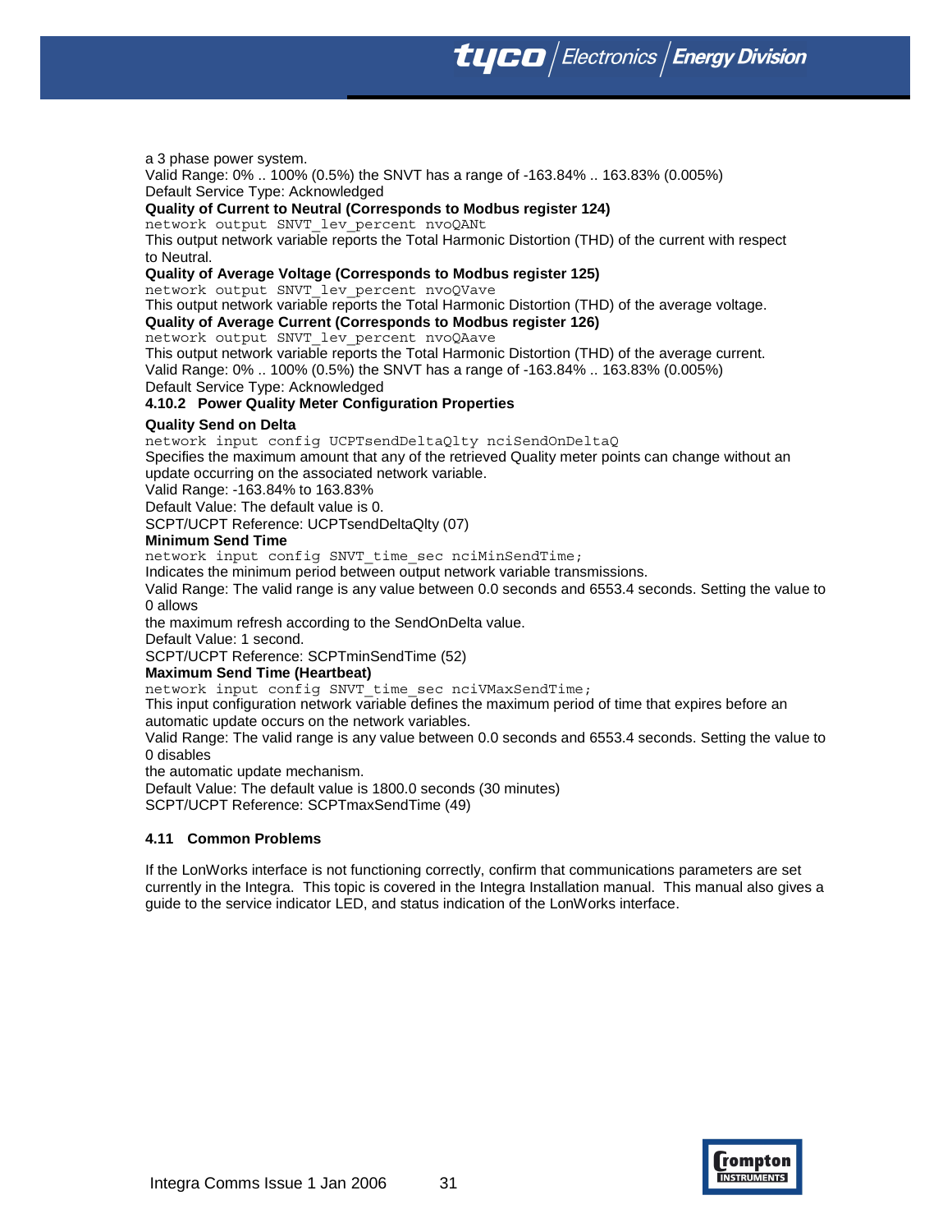a 3 phase power system.
Valid Range: 0% .. 100% (0.5%) the SNVT has a range of -163.84% .. 163.83% (0.005%)
Default Service Type: Acknowledged

**Quality of Current to Neutral (Corresponds to Modbus register 124)**

```
network output SNVT_lev_percent nvoQANt
```

This output network variable reports the Total Harmonic Distortion (THD) of the current with respect to Neutral.

**Quality of Average Voltage (Corresponds to Modbus register 125)**

```
network output SNVT_lev_percent nvoQVave
```

This output network variable reports the Total Harmonic Distortion (THD) of the average voltage.

**Quality of Average Current (Corresponds to Modbus register 126)**

```
network output SNVT_lev_percent nvoQAave
```

This output network variable reports the Total Harmonic Distortion (THD) of the average current.
Valid Range: 0% .. 100% (0.5%) the SNVT has a range of -163.84% .. 163.83% (0.005%)
Default Service Type: Acknowledged

### 4.10.2 Power Quality Meter Configuration Properties

**Quality Send on Delta**

```
network input config UCPTsendDeltaQlty nciSendOnDeltaQ
```

Specifies the maximum amount that any of the retrieved Quality meter points can change without an update occurring on the associated network variable.

Valid Range: -163.84% to 163.83%

Default Value: The default value is 0.

SCPT/UCPT Reference: UCPTsendDeltaQlty (07)

**Minimum Send Time**

```
network input config SNVT_time_sec nciMinSendTime;
```

Indicates the minimum period between output network variable transmissions.

Valid Range: The valid range is any value between 0.0 seconds and 6553.4 seconds. Setting the value to 0 allows
the maximum refresh according to the SendOnDelta value.

Default Value: 1 second.

SCPT/UCPT Reference: SCPTminSendTime (52)

**Maximum Send Time (Heartbeat)**

```
network input config SNVT_time_sec nciVMaxSendTime;
```

This input configuration network variable defines the maximum period of time that expires before an automatic update occurs on the network variables.

Valid Range: The valid range is any value between 0.0 seconds and 6553.4 seconds. Setting the value to 0 disables
the automatic update mechanism.

Default Value: The default value is 1800.0 seconds (30 minutes)

SCPT/UCPT Reference: SCPTmaxSendTime (49)

## 4.11 Common Problems

If the LonWorks interface is not functioning correctly, confirm that communications parameters are set currently in the Integra. This topic is covered in the Integra Installation manual. This manual also gives a guide to the service indicator LED, and status indication of the LonWorks interface.